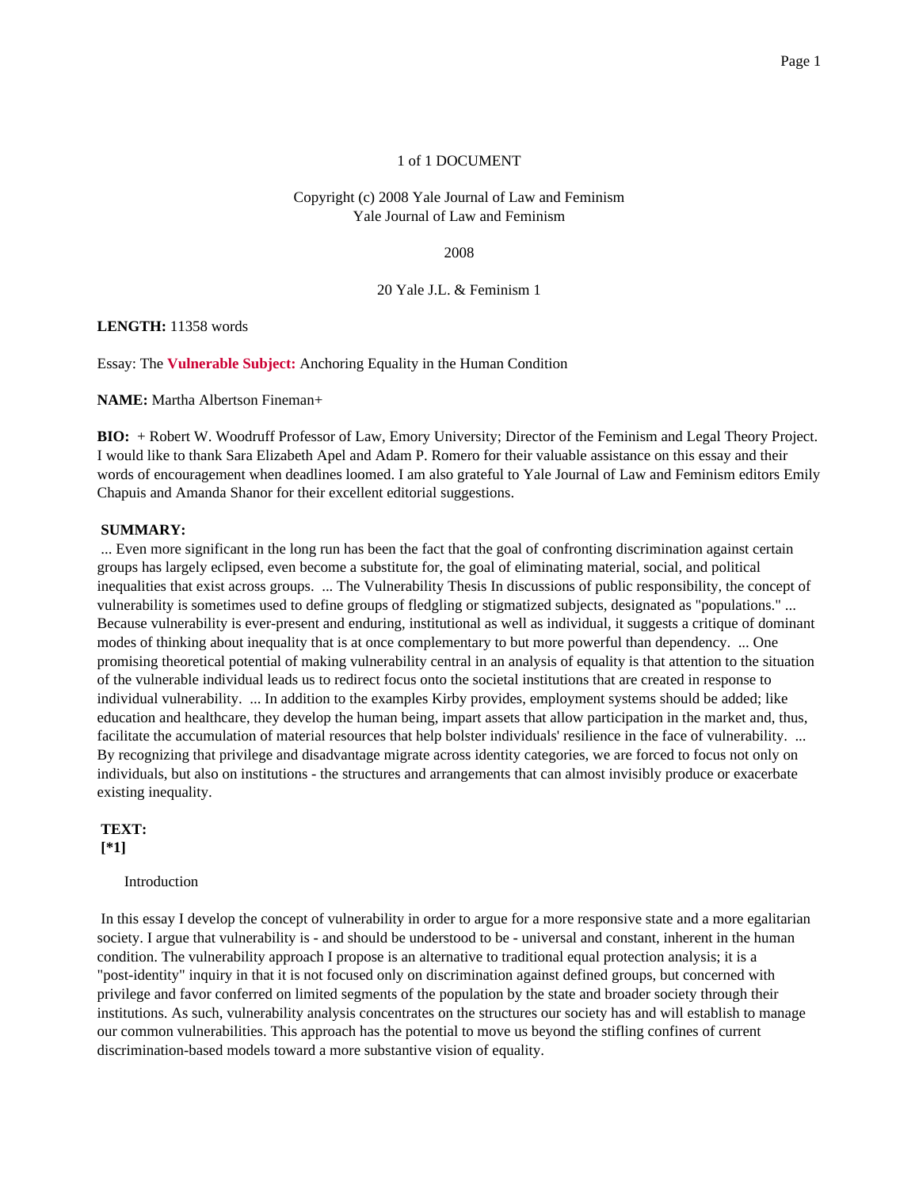1 of 1 DOCUMENT

Copyright (c) 2008 Yale Journal of Law and Feminism
Yale Journal of Law and Feminism

2008

20 Yale J.L. & Feminism 1

**LENGTH:** 11358 words

Essay: The **Vulnerable Subject:** Anchoring Equality in the Human Condition

**NAME:** Martha Albertson Fineman+

**BIO:** + Robert W. Woodruff Professor of Law, Emory University; Director of the Feminism and Legal Theory Project. I would like to thank Sara Elizabeth Apel and Adam P. Romero for their valuable assistance on this essay and their words of encouragement when deadlines loomed. I am also grateful to Yale Journal of Law and Feminism editors Emily Chapuis and Amanda Shanor for their excellent editorial suggestions.

**SUMMARY:**

... Even more significant in the long run has been the fact that the goal of confronting discrimination against certain groups has largely eclipsed, even become a substitute for, the goal of eliminating material, social, and political inequalities that exist across groups. ... The Vulnerability Thesis In discussions of public responsibility, the concept of vulnerability is sometimes used to define groups of fledgling or stigmatized subjects, designated as "populations." ... Because vulnerability is ever-present and enduring, institutional as well as individual, it suggests a critique of dominant modes of thinking about inequality that is at once complementary to but more powerful than dependency. ... One promising theoretical potential of making vulnerability central in an analysis of equality is that attention to the situation of the vulnerable individual leads us to redirect focus onto the societal institutions that are created in response to individual vulnerability. ... In addition to the examples Kirby provides, employment systems should be added; like education and healthcare, they develop the human being, impart assets that allow participation in the market and, thus, facilitate the accumulation of material resources that help bolster individuals' resilience in the face of vulnerability. ... By recognizing that privilege and disadvantage migrate across identity categories, we are forced to focus not only on individuals, but also on institutions - the structures and arrangements that can almost invisibly produce or exacerbate existing inequality.

**TEXT:**
**[*1]**

Introduction

In this essay I develop the concept of vulnerability in order to argue for a more responsive state and a more egalitarian society. I argue that vulnerability is - and should be understood to be - universal and constant, inherent in the human condition. The vulnerability approach I propose is an alternative to traditional equal protection analysis; it is a "post-identity" inquiry in that it is not focused only on discrimination against defined groups, but concerned with privilege and favor conferred on limited segments of the population by the state and broader society through their institutions. As such, vulnerability analysis concentrates on the structures our society has and will establish to manage our common vulnerabilities. This approach has the potential to move us beyond the stifling confines of current discrimination-based models toward a more substantive vision of equality.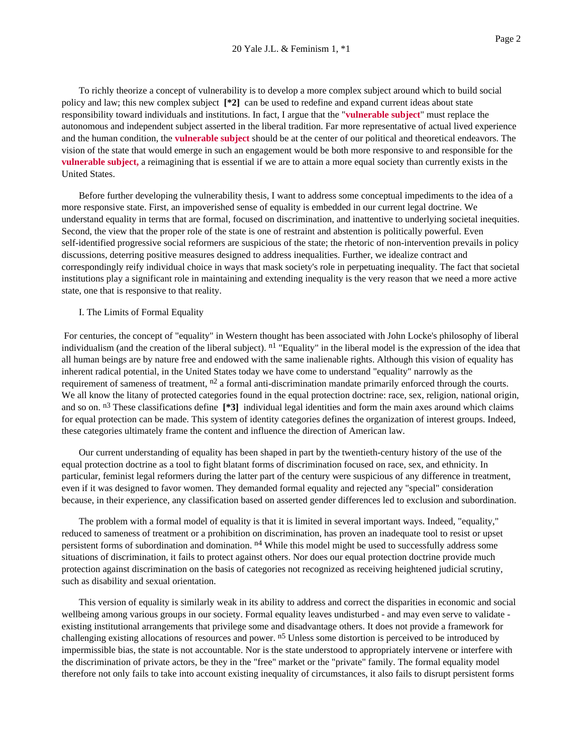To richly theorize a concept of vulnerability is to develop a more complex subject around which to build social policy and law; this new complex subject **[*2]** can be used to redefine and expand current ideas about state responsibility toward individuals and institutions. In fact, I argue that the "**vulnerable subject**" must replace the autonomous and independent subject asserted in the liberal tradition. Far more representative of actual lived experience and the human condition, the **vulnerable subject** should be at the center of our political and theoretical endeavors. The vision of the state that would emerge in such an engagement would be both more responsive to and responsible for the **vulnerable subject,** a reimagining that is essential if we are to attain a more equal society than currently exists in the United States.

Before further developing the vulnerability thesis, I want to address some conceptual impediments to the idea of a more responsive state. First, an impoverished sense of equality is embedded in our current legal doctrine. We understand equality in terms that are formal, focused on discrimination, and inattentive to underlying societal inequities. Second, the view that the proper role of the state is one of restraint and abstention is politically powerful. Even self-identified progressive social reformers are suspicious of the state; the rhetoric of non-intervention prevails in policy discussions, deterring positive measures designed to address inequalities. Further, we idealize contract and correspondingly reify individual choice in ways that mask society's role in perpetuating inequality. The fact that societal institutions play a significant role in maintaining and extending inequality is the very reason that we need a more active state, one that is responsive to that reality.

## I. The Limits of Formal Equality

For centuries, the concept of "equality" in Western thought has been associated with John Locke's philosophy of liberal individualism (and the creation of the liberal subject). [n1] "Equality" in the liberal model is the expression of the idea that all human beings are by nature free and endowed with the same inalienable rights. Although this vision of equality has inherent radical potential, in the United States today we have come to understand "equality" narrowly as the requirement of sameness of treatment, [n2] a formal anti-discrimination mandate primarily enforced through the courts. We all know the litany of protected categories found in the equal protection doctrine: race, sex, religion, national origin, and so on. [n3] These classifications define **[*3]** individual legal identities and form the main axes around which claims for equal protection can be made. This system of identity categories defines the organization of interest groups. Indeed, these categories ultimately frame the content and influence the direction of American law.

Our current understanding of equality has been shaped in part by the twentieth-century history of the use of the equal protection doctrine as a tool to fight blatant forms of discrimination focused on race, sex, and ethnicity. In particular, feminist legal reformers during the latter part of the century were suspicious of any difference in treatment, even if it was designed to favor women. They demanded formal equality and rejected any "special" consideration because, in their experience, any classification based on asserted gender differences led to exclusion and subordination.

The problem with a formal model of equality is that it is limited in several important ways. Indeed, "equality," reduced to sameness of treatment or a prohibition on discrimination, has proven an inadequate tool to resist or upset persistent forms of subordination and domination. [n4] While this model might be used to successfully address some situations of discrimination, it fails to protect against others. Nor does our equal protection doctrine provide much protection against discrimination on the basis of categories not recognized as receiving heightened judicial scrutiny, such as disability and sexual orientation.

This version of equality is similarly weak in its ability to address and correct the disparities in economic and social wellbeing among various groups in our society. Formal equality leaves undisturbed - and may even serve to validate - existing institutional arrangements that privilege some and disadvantage others. It does not provide a framework for challenging existing allocations of resources and power. [n5] Unless some distortion is perceived to be introduced by impermissible bias, the state is not accountable. Nor is the state understood to appropriately intervene or interfere with the discrimination of private actors, be they in the "free" market or the "private" family. The formal equality model therefore not only fails to take into account existing inequality of circumstances, it also fails to disrupt persistent forms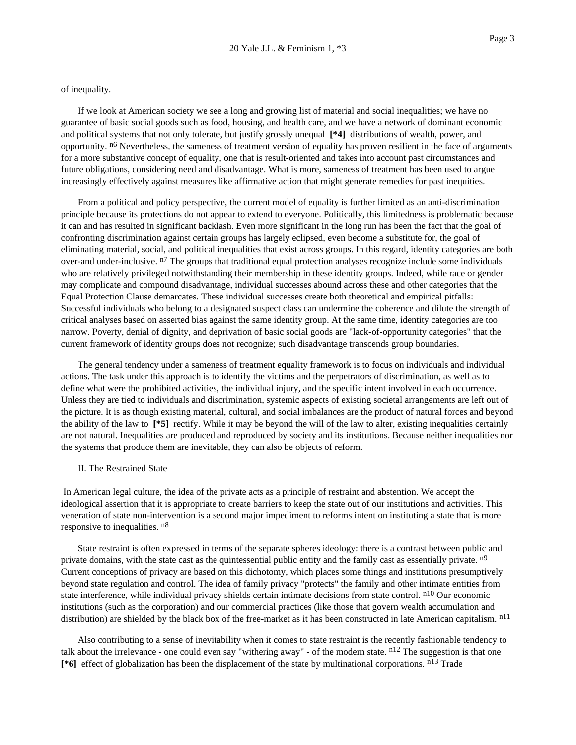of inequality.

If we look at American society we see a long and growing list of material and social inequalities; we have no guarantee of basic social goods such as food, housing, and health care, and we have a network of dominant economic and political systems that not only tolerate, but justify grossly unequal **[*4]** distributions of wealth, power, and opportunity. [n6] Nevertheless, the sameness of treatment version of equality has proven resilient in the face of arguments for a more substantive concept of equality, one that is result-oriented and takes into account past circumstances and future obligations, considering need and disadvantage. What is more, sameness of treatment has been used to argue increasingly effectively against measures like affirmative action that might generate remedies for past inequities.

From a political and policy perspective, the current model of equality is further limited as an anti-discrimination principle because its protections do not appear to extend to everyone. Politically, this limitedness is problematic because it can and has resulted in significant backlash. Even more significant in the long run has been the fact that the goal of confronting discrimination against certain groups has largely eclipsed, even become a substitute for, the goal of eliminating material, social, and political inequalities that exist across groups. In this regard, identity categories are both over-and under-inclusive. [n7] The groups that traditional equal protection analyses recognize include some individuals who are relatively privileged notwithstanding their membership in these identity groups. Indeed, while race or gender may complicate and compound disadvantage, individual successes abound across these and other categories that the Equal Protection Clause demarcates. These individual successes create both theoretical and empirical pitfalls: Successful individuals who belong to a designated suspect class can undermine the coherence and dilute the strength of critical analyses based on asserted bias against the same identity group. At the same time, identity categories are too narrow. Poverty, denial of dignity, and deprivation of basic social goods are "lack-of-opportunity categories" that the current framework of identity groups does not recognize; such disadvantage transcends group boundaries.

The general tendency under a sameness of treatment equality framework is to focus on individuals and individual actions. The task under this approach is to identify the victims and the perpetrators of discrimination, as well as to define what were the prohibited activities, the individual injury, and the specific intent involved in each occurrence. Unless they are tied to individuals and discrimination, systemic aspects of existing societal arrangements are left out of the picture. It is as though existing material, cultural, and social imbalances are the product of natural forces and beyond the ability of the law to **[*5]** rectify. While it may be beyond the will of the law to alter, existing inequalities certainly are not natural. Inequalities are produced and reproduced by society and its institutions. Because neither inequalities nor the systems that produce them are inevitable, they can also be objects of reform.

## II. The Restrained State

In American legal culture, the idea of the private acts as a principle of restraint and abstention. We accept the ideological assertion that it is appropriate to create barriers to keep the state out of our institutions and activities. This veneration of state non-intervention is a second major impediment to reforms intent on instituting a state that is more responsive to inequalities. [n8]

State restraint is often expressed in terms of the separate spheres ideology: there is a contrast between public and private domains, with the state cast as the quintessential public entity and the family cast as essentially private. [n9] Current conceptions of privacy are based on this dichotomy, which places some things and institutions presumptively beyond state regulation and control. The idea of family privacy "protects" the family and other intimate entities from state interference, while individual privacy shields certain intimate decisions from state control. [n10] Our economic institutions (such as the corporation) and our commercial practices (like those that govern wealth accumulation and distribution) are shielded by the black box of the free-market as it has been constructed in late American capitalism. [n11]

Also contributing to a sense of inevitability when it comes to state restraint is the recently fashionable tendency to talk about the irrelevance - one could even say "withering away" - of the modern state. [n12] The suggestion is that one **[*6]** effect of globalization has been the displacement of the state by multinational corporations. [n13] Trade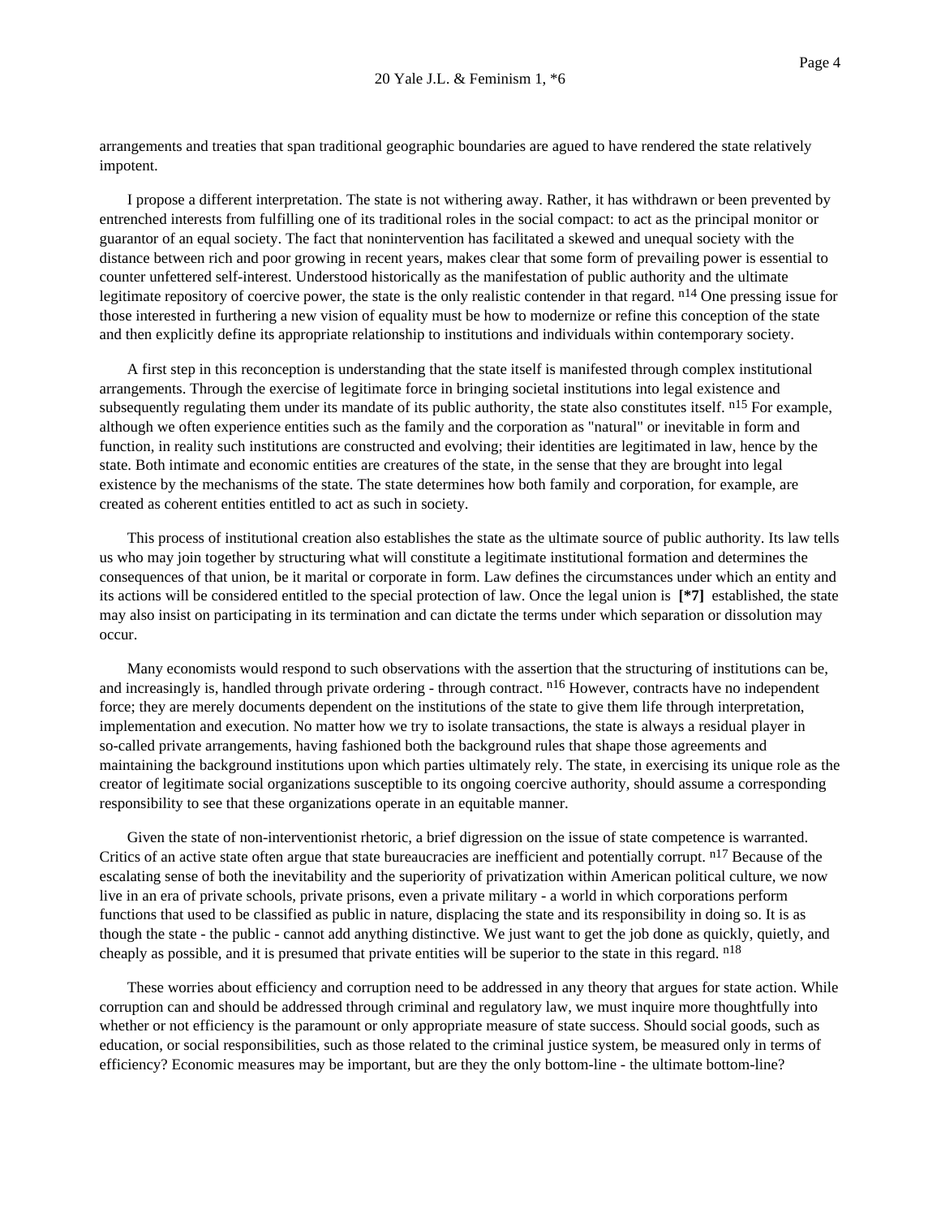arrangements and treaties that span traditional geographic boundaries are agued to have rendered the state relatively impotent.

I propose a different interpretation. The state is not withering away. Rather, it has withdrawn or been prevented by entrenched interests from fulfilling one of its traditional roles in the social compact: to act as the principal monitor or guarantor of an equal society. The fact that nonintervention has facilitated a skewed and unequal society with the distance between rich and poor growing in recent years, makes clear that some form of prevailing power is essential to counter unfettered self-interest. Understood historically as the manifestation of public authority and the ultimate legitimate repository of coercive power, the state is the only realistic contender in that regard. n14 One pressing issue for those interested in furthering a new vision of equality must be how to modernize or refine this conception of the state and then explicitly define its appropriate relationship to institutions and individuals within contemporary society.

A first step in this reconception is understanding that the state itself is manifested through complex institutional arrangements. Through the exercise of legitimate force in bringing societal institutions into legal existence and subsequently regulating them under its mandate of its public authority, the state also constitutes itself. n15 For example, although we often experience entities such as the family and the corporation as "natural" or inevitable in form and function, in reality such institutions are constructed and evolving; their identities are legitimated in law, hence by the state. Both intimate and economic entities are creatures of the state, in the sense that they are brought into legal existence by the mechanisms of the state. The state determines how both family and corporation, for example, are created as coherent entities entitled to act as such in society.

This process of institutional creation also establishes the state as the ultimate source of public authority. Its law tells us who may join together by structuring what will constitute a legitimate institutional formation and determines the consequences of that union, be it marital or corporate in form. Law defines the circumstances under which an entity and its actions will be considered entitled to the special protection of law. Once the legal union is **[*7]** established, the state may also insist on participating in its termination and can dictate the terms under which separation or dissolution may occur.

Many economists would respond to such observations with the assertion that the structuring of institutions can be, and increasingly is, handled through private ordering - through contract. n16 However, contracts have no independent force; they are merely documents dependent on the institutions of the state to give them life through interpretation, implementation and execution. No matter how we try to isolate transactions, the state is always a residual player in so-called private arrangements, having fashioned both the background rules that shape those agreements and maintaining the background institutions upon which parties ultimately rely. The state, in exercising its unique role as the creator of legitimate social organizations susceptible to its ongoing coercive authority, should assume a corresponding responsibility to see that these organizations operate in an equitable manner.

Given the state of non-interventionist rhetoric, a brief digression on the issue of state competence is warranted. Critics of an active state often argue that state bureaucracies are inefficient and potentially corrupt. n17 Because of the escalating sense of both the inevitability and the superiority of privatization within American political culture, we now live in an era of private schools, private prisons, even a private military - a world in which corporations perform functions that used to be classified as public in nature, displacing the state and its responsibility in doing so. It is as though the state - the public - cannot add anything distinctive. We just want to get the job done as quickly, quietly, and cheaply as possible, and it is presumed that private entities will be superior to the state in this regard. n18

These worries about efficiency and corruption need to be addressed in any theory that argues for state action. While corruption can and should be addressed through criminal and regulatory law, we must inquire more thoughtfully into whether or not efficiency is the paramount or only appropriate measure of state success. Should social goods, such as education, or social responsibilities, such as those related to the criminal justice system, be measured only in terms of efficiency? Economic measures may be important, but are they the only bottom-line - the ultimate bottom-line?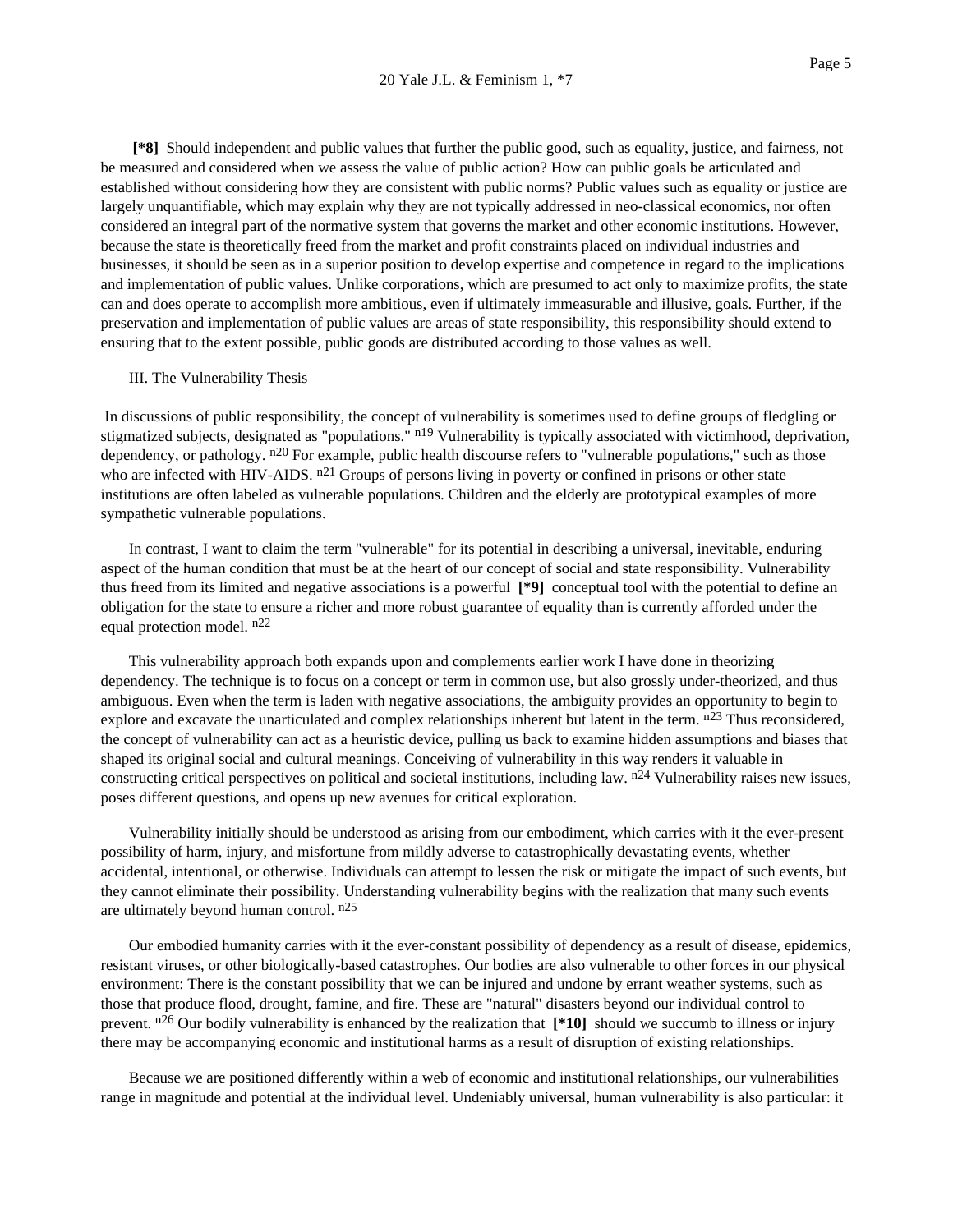[*8] Should independent and public values that further the public good, such as equality, justice, and fairness, not be measured and considered when we assess the value of public action? How can public goals be articulated and established without considering how they are consistent with public norms? Public values such as equality or justice are largely unquantifiable, which may explain why they are not typically addressed in neo-classical economics, nor often considered an integral part of the normative system that governs the market and other economic institutions. However, because the state is theoretically freed from the market and profit constraints placed on individual industries and businesses, it should be seen as in a superior position to develop expertise and competence in regard to the implications and implementation of public values. Unlike corporations, which are presumed to act only to maximize profits, the state can and does operate to accomplish more ambitious, even if ultimately immeasurable and illusive, goals. Further, if the preservation and implementation of public values are areas of state responsibility, this responsibility should extend to ensuring that to the extent possible, public goods are distributed according to those values as well.

## III. The Vulnerability Thesis

In discussions of public responsibility, the concept of vulnerability is sometimes used to define groups of fledgling or stigmatized subjects, designated as "populations." [n19] Vulnerability is typically associated with victimhood, deprivation, dependency, or pathology. [n20] For example, public health discourse refers to "vulnerable populations," such as those who are infected with HIV-AIDS. [n21] Groups of persons living in poverty or confined in prisons or other state institutions are often labeled as vulnerable populations. Children and the elderly are prototypical examples of more sympathetic vulnerable populations.

In contrast, I want to claim the term "vulnerable" for its potential in describing a universal, inevitable, enduring aspect of the human condition that must be at the heart of our concept of social and state responsibility. Vulnerability thus freed from its limited and negative associations is a powerful [*9] conceptual tool with the potential to define an obligation for the state to ensure a richer and more robust guarantee of equality than is currently afforded under the equal protection model. [n22]

This vulnerability approach both expands upon and complements earlier work I have done in theorizing dependency. The technique is to focus on a concept or term in common use, but also grossly under-theorized, and thus ambiguous. Even when the term is laden with negative associations, the ambiguity provides an opportunity to begin to explore and excavate the unarticulated and complex relationships inherent but latent in the term. [n23] Thus reconsidered, the concept of vulnerability can act as a heuristic device, pulling us back to examine hidden assumptions and biases that shaped its original social and cultural meanings. Conceiving of vulnerability in this way renders it valuable in constructing critical perspectives on political and societal institutions, including law. [n24] Vulnerability raises new issues, poses different questions, and opens up new avenues for critical exploration.

Vulnerability initially should be understood as arising from our embodiment, which carries with it the ever-present possibility of harm, injury, and misfortune from mildly adverse to catastrophically devastating events, whether accidental, intentional, or otherwise. Individuals can attempt to lessen the risk or mitigate the impact of such events, but they cannot eliminate their possibility. Understanding vulnerability begins with the realization that many such events are ultimately beyond human control. [n25]

Our embodied humanity carries with it the ever-constant possibility of dependency as a result of disease, epidemics, resistant viruses, or other biologically-based catastrophes. Our bodies are also vulnerable to other forces in our physical environment: There is the constant possibility that we can be injured and undone by errant weather systems, such as those that produce flood, drought, famine, and fire. These are "natural" disasters beyond our individual control to prevent. [n26] Our bodily vulnerability is enhanced by the realization that [*10] should we succumb to illness or injury there may be accompanying economic and institutional harms as a result of disruption of existing relationships.

Because we are positioned differently within a web of economic and institutional relationships, our vulnerabilities range in magnitude and potential at the individual level. Undeniably universal, human vulnerability is also particular: it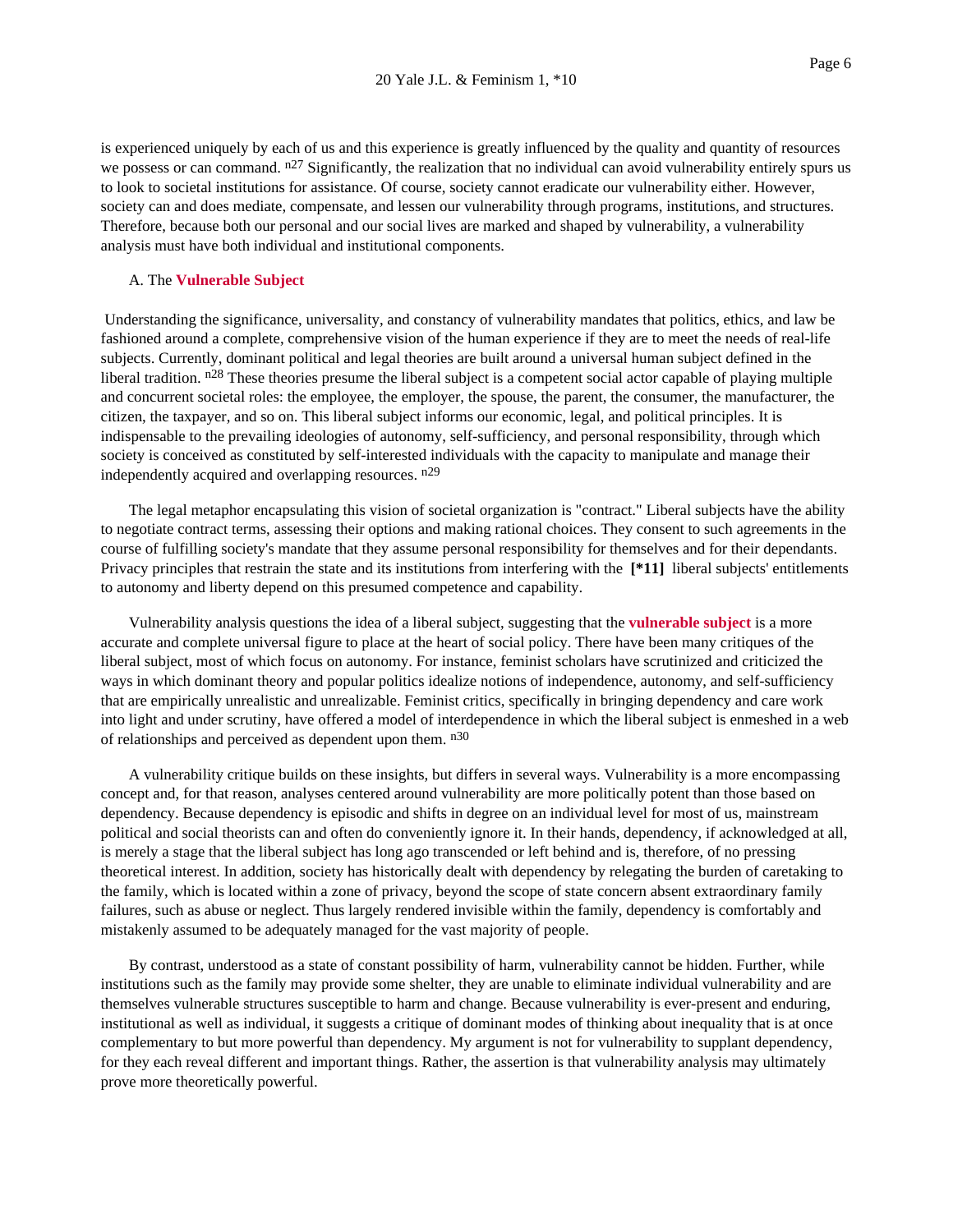is experienced uniquely by each of us and this experience is greatly influenced by the quality and quantity of resources we possess or can command. n27 Significantly, the realization that no individual can avoid vulnerability entirely spurs us to look to societal institutions for assistance. Of course, society cannot eradicate our vulnerability either. However, society can and does mediate, compensate, and lessen our vulnerability through programs, institutions, and structures. Therefore, because both our personal and our social lives are marked and shaped by vulnerability, a vulnerability analysis must have both individual and institutional components.

### A. The **Vulnerable Subject**

Understanding the significance, universality, and constancy of vulnerability mandates that politics, ethics, and law be fashioned around a complete, comprehensive vision of the human experience if they are to meet the needs of real-life subjects. Currently, dominant political and legal theories are built around a universal human subject defined in the liberal tradition. n28 These theories presume the liberal subject is a competent social actor capable of playing multiple and concurrent societal roles: the employee, the employer, the spouse, the parent, the consumer, the manufacturer, the citizen, the taxpayer, and so on. This liberal subject informs our economic, legal, and political principles. It is indispensable to the prevailing ideologies of autonomy, self-sufficiency, and personal responsibility, through which society is conceived as constituted by self-interested individuals with the capacity to manipulate and manage their independently acquired and overlapping resources. n29

The legal metaphor encapsulating this vision of societal organization is "contract." Liberal subjects have the ability to negotiate contract terms, assessing their options and making rational choices. They consent to such agreements in the course of fulfilling society's mandate that they assume personal responsibility for themselves and for their dependants. Privacy principles that restrain the state and its institutions from interfering with the **[*11]** liberal subjects' entitlements to autonomy and liberty depend on this presumed competence and capability.

Vulnerability analysis questions the idea of a liberal subject, suggesting that the **vulnerable subject** is a more accurate and complete universal figure to place at the heart of social policy. There have been many critiques of the liberal subject, most of which focus on autonomy. For instance, feminist scholars have scrutinized and criticized the ways in which dominant theory and popular politics idealize notions of independence, autonomy, and self-sufficiency that are empirically unrealistic and unrealizable. Feminist critics, specifically in bringing dependency and care work into light and under scrutiny, have offered a model of interdependence in which the liberal subject is enmeshed in a web of relationships and perceived as dependent upon them. n30

A vulnerability critique builds on these insights, but differs in several ways. Vulnerability is a more encompassing concept and, for that reason, analyses centered around vulnerability are more politically potent than those based on dependency. Because dependency is episodic and shifts in degree on an individual level for most of us, mainstream political and social theorists can and often do conveniently ignore it. In their hands, dependency, if acknowledged at all, is merely a stage that the liberal subject has long ago transcended or left behind and is, therefore, of no pressing theoretical interest. In addition, society has historically dealt with dependency by relegating the burden of caretaking to the family, which is located within a zone of privacy, beyond the scope of state concern absent extraordinary family failures, such as abuse or neglect. Thus largely rendered invisible within the family, dependency is comfortably and mistakenly assumed to be adequately managed for the vast majority of people.

By contrast, understood as a state of constant possibility of harm, vulnerability cannot be hidden. Further, while institutions such as the family may provide some shelter, they are unable to eliminate individual vulnerability and are themselves vulnerable structures susceptible to harm and change. Because vulnerability is ever-present and enduring, institutional as well as individual, it suggests a critique of dominant modes of thinking about inequality that is at once complementary to but more powerful than dependency. My argument is not for vulnerability to supplant dependency, for they each reveal different and important things. Rather, the assertion is that vulnerability analysis may ultimately prove more theoretically powerful.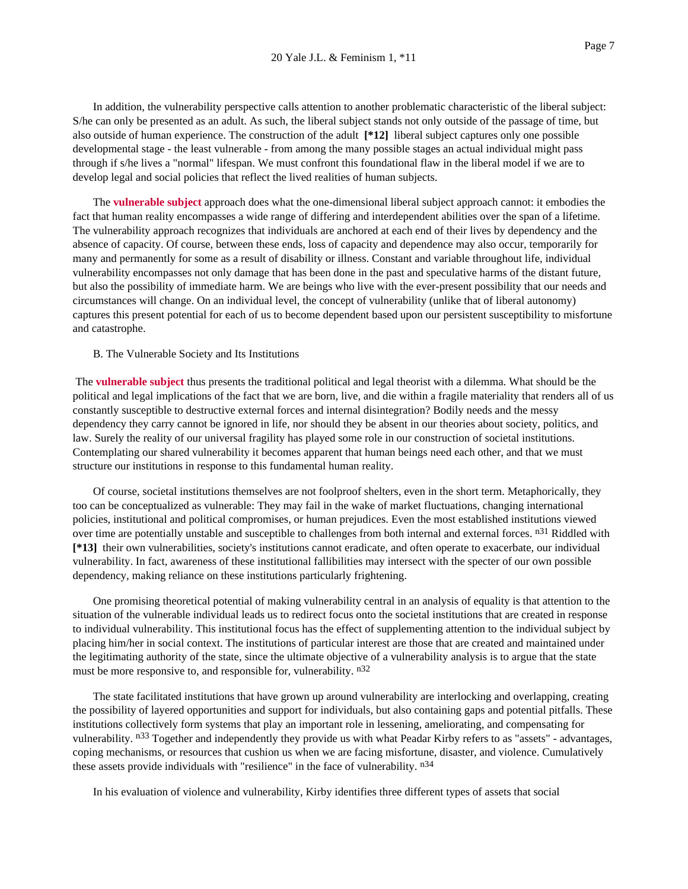In addition, the vulnerability perspective calls attention to another problematic characteristic of the liberal subject: S/he can only be presented as an adult. As such, the liberal subject stands not only outside of the passage of time, but also outside of human experience. The construction of the adult **[*12]** liberal subject captures only one possible developmental stage - the least vulnerable - from among the many possible stages an actual individual might pass through if s/he lives a "normal" lifespan. We must confront this foundational flaw in the liberal model if we are to develop legal and social policies that reflect the lived realities of human subjects.

The **vulnerable subject** approach does what the one-dimensional liberal subject approach cannot: it embodies the fact that human reality encompasses a wide range of differing and interdependent abilities over the span of a lifetime. The vulnerability approach recognizes that individuals are anchored at each end of their lives by dependency and the absence of capacity. Of course, between these ends, loss of capacity and dependence may also occur, temporarily for many and permanently for some as a result of disability or illness. Constant and variable throughout life, individual vulnerability encompasses not only damage that has been done in the past and speculative harms of the distant future, but also the possibility of immediate harm. We are beings who live with the ever-present possibility that our needs and circumstances will change. On an individual level, the concept of vulnerability (unlike that of liberal autonomy) captures this present potential for each of us to become dependent based upon our persistent susceptibility to misfortune and catastrophe.

B. The Vulnerable Society and Its Institutions

The **vulnerable subject** thus presents the traditional political and legal theorist with a dilemma. What should be the political and legal implications of the fact that we are born, live, and die within a fragile materiality that renders all of us constantly susceptible to destructive external forces and internal disintegration? Bodily needs and the messy dependency they carry cannot be ignored in life, nor should they be absent in our theories about society, politics, and law. Surely the reality of our universal fragility has played some role in our construction of societal institutions. Contemplating our shared vulnerability it becomes apparent that human beings need each other, and that we must structure our institutions in response to this fundamental human reality.

Of course, societal institutions themselves are not foolproof shelters, even in the short term. Metaphorically, they too can be conceptualized as vulnerable: They may fail in the wake of market fluctuations, changing international policies, institutional and political compromises, or human prejudices. Even the most established institutions viewed over time are potentially unstable and susceptible to challenges from both internal and external forces. [n31] Riddled with **[*13]** their own vulnerabilities, society's institutions cannot eradicate, and often operate to exacerbate, our individual vulnerability. In fact, awareness of these institutional fallibilities may intersect with the specter of our own possible dependency, making reliance on these institutions particularly frightening.

One promising theoretical potential of making vulnerability central in an analysis of equality is that attention to the situation of the vulnerable individual leads us to redirect focus onto the societal institutions that are created in response to individual vulnerability. This institutional focus has the effect of supplementing attention to the individual subject by placing him/her in social context. The institutions of particular interest are those that are created and maintained under the legitimating authority of the state, since the ultimate objective of a vulnerability analysis is to argue that the state must be more responsive to, and responsible for, vulnerability. [n32]

The state facilitated institutions that have grown up around vulnerability are interlocking and overlapping, creating the possibility of layered opportunities and support for individuals, but also containing gaps and potential pitfalls. These institutions collectively form systems that play an important role in lessening, ameliorating, and compensating for vulnerability. [n33] Together and independently they provide us with what Peadar Kirby refers to as "assets" - advantages, coping mechanisms, or resources that cushion us when we are facing misfortune, disaster, and violence. Cumulatively these assets provide individuals with "resilience" in the face of vulnerability. [n34]

In his evaluation of violence and vulnerability, Kirby identifies three different types of assets that social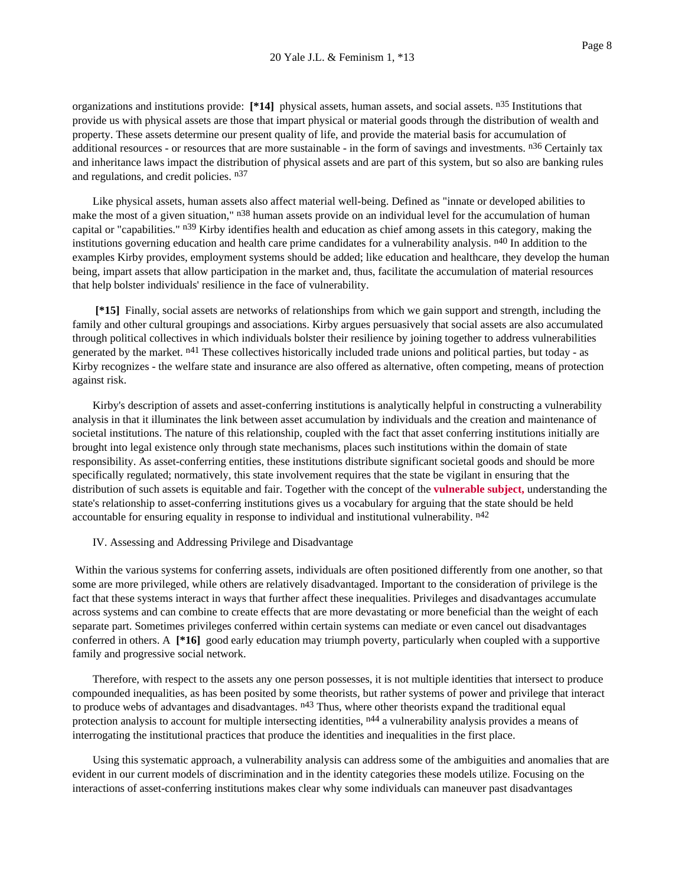organizations and institutions provide: **[*14]** physical assets, human assets, and social assets. [n35] Institutions that provide us with physical assets are those that impart physical or material goods through the distribution of wealth and property. These assets determine our present quality of life, and provide the material basis for accumulation of additional resources - or resources that are more sustainable - in the form of savings and investments. [n36] Certainly tax and inheritance laws impact the distribution of physical assets and are part of this system, but so also are banking rules and regulations, and credit policies. [n37]

Like physical assets, human assets also affect material well-being. Defined as "innate or developed abilities to make the most of a given situation," [n38] human assets provide on an individual level for the accumulation of human capital or "capabilities." [n39] Kirby identifies health and education as chief among assets in this category, making the institutions governing education and health care prime candidates for a vulnerability analysis. [n40] In addition to the examples Kirby provides, employment systems should be added; like education and healthcare, they develop the human being, impart assets that allow participation in the market and, thus, facilitate the accumulation of material resources that help bolster individuals' resilience in the face of vulnerability.

**[*15]** Finally, social assets are networks of relationships from which we gain support and strength, including the family and other cultural groupings and associations. Kirby argues persuasively that social assets are also accumulated through political collectives in which individuals bolster their resilience by joining together to address vulnerabilities generated by the market. [n41] These collectives historically included trade unions and political parties, but today - as Kirby recognizes - the welfare state and insurance are also offered as alternative, often competing, means of protection against risk.

Kirby's description of assets and asset-conferring institutions is analytically helpful in constructing a vulnerability analysis in that it illuminates the link between asset accumulation by individuals and the creation and maintenance of societal institutions. The nature of this relationship, coupled with the fact that asset conferring institutions initially are brought into legal existence only through state mechanisms, places such institutions within the domain of state responsibility. As asset-conferring entities, these institutions distribute significant societal goods and should be more specifically regulated; normatively, this state involvement requires that the state be vigilant in ensuring that the distribution of such assets is equitable and fair. Together with the concept of the **vulnerable subject,** understanding the state's relationship to asset-conferring institutions gives us a vocabulary for arguing that the state should be held accountable for ensuring equality in response to individual and institutional vulnerability. [n42]

IV. Assessing and Addressing Privilege and Disadvantage

Within the various systems for conferring assets, individuals are often positioned differently from one another, so that some are more privileged, while others are relatively disadvantaged. Important to the consideration of privilege is the fact that these systems interact in ways that further affect these inequalities. Privileges and disadvantages accumulate across systems and can combine to create effects that are more devastating or more beneficial than the weight of each separate part. Sometimes privileges conferred within certain systems can mediate or even cancel out disadvantages conferred in others. A **[*16]** good early education may triumph poverty, particularly when coupled with a supportive family and progressive social network.

Therefore, with respect to the assets any one person possesses, it is not multiple identities that intersect to produce compounded inequalities, as has been posited by some theorists, but rather systems of power and privilege that interact to produce webs of advantages and disadvantages. [n43] Thus, where other theorists expand the traditional equal protection analysis to account for multiple intersecting identities, [n44] a vulnerability analysis provides a means of interrogating the institutional practices that produce the identities and inequalities in the first place.

Using this systematic approach, a vulnerability analysis can address some of the ambiguities and anomalies that are evident in our current models of discrimination and in the identity categories these models utilize. Focusing on the interactions of asset-conferring institutions makes clear why some individuals can maneuver past disadvantages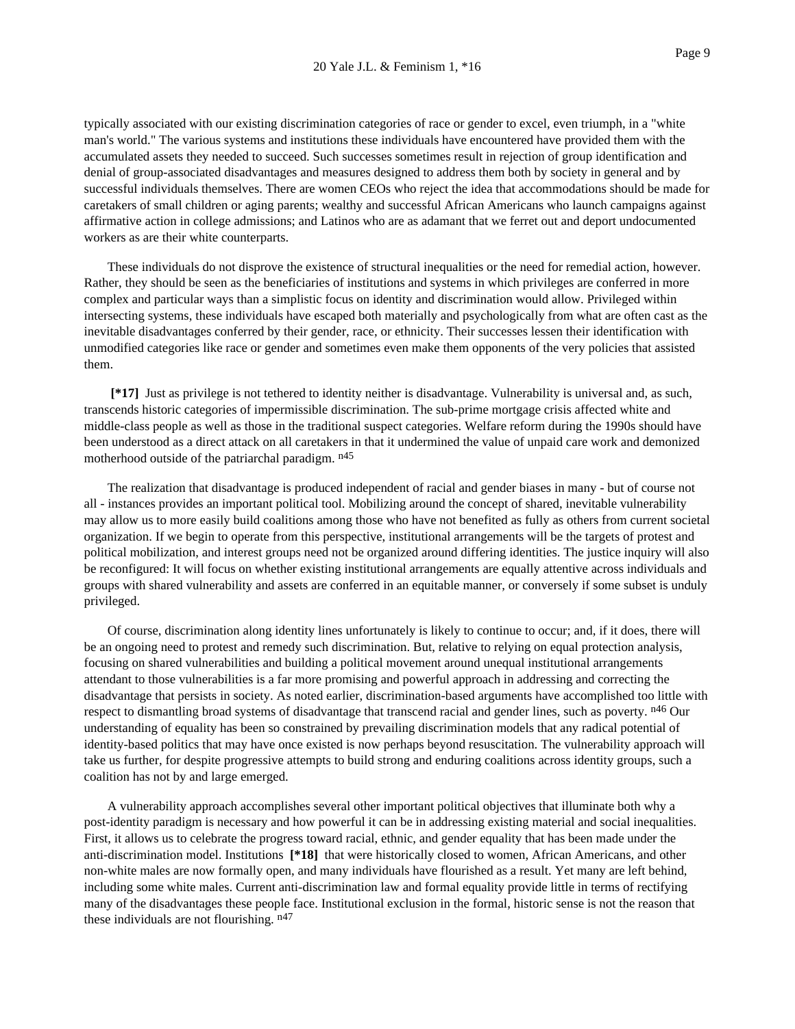typically associated with our existing discrimination categories of race or gender to excel, even triumph, in a "white man's world." The various systems and institutions these individuals have encountered have provided them with the accumulated assets they needed to succeed. Such successes sometimes result in rejection of group identification and denial of group-associated disadvantages and measures designed to address them both by society in general and by successful individuals themselves. There are women CEOs who reject the idea that accommodations should be made for caretakers of small children or aging parents; wealthy and successful African Americans who launch campaigns against affirmative action in college admissions; and Latinos who are as adamant that we ferret out and deport undocumented workers as are their white counterparts.

These individuals do not disprove the existence of structural inequalities or the need for remedial action, however. Rather, they should be seen as the beneficiaries of institutions and systems in which privileges are conferred in more complex and particular ways than a simplistic focus on identity and discrimination would allow. Privileged within intersecting systems, these individuals have escaped both materially and psychologically from what are often cast as the inevitable disadvantages conferred by their gender, race, or ethnicity. Their successes lessen their identification with unmodified categories like race or gender and sometimes even make them opponents of the very policies that assisted them.

**[*17]** Just as privilege is not tethered to identity neither is disadvantage. Vulnerability is universal and, as such, transcends historic categories of impermissible discrimination. The sub-prime mortgage crisis affected white and middle-class people as well as those in the traditional suspect categories. Welfare reform during the 1990s should have been understood as a direct attack on all caretakers in that it undermined the value of unpaid care work and demonized motherhood outside of the patriarchal paradigm. [n45]

The realization that disadvantage is produced independent of racial and gender biases in many - but of course not all - instances provides an important political tool. Mobilizing around the concept of shared, inevitable vulnerability may allow us to more easily build coalitions among those who have not benefited as fully as others from current societal organization. If we begin to operate from this perspective, institutional arrangements will be the targets of protest and political mobilization, and interest groups need not be organized around differing identities. The justice inquiry will also be reconfigured: It will focus on whether existing institutional arrangements are equally attentive across individuals and groups with shared vulnerability and assets are conferred in an equitable manner, or conversely if some subset is unduly privileged.

Of course, discrimination along identity lines unfortunately is likely to continue to occur; and, if it does, there will be an ongoing need to protest and remedy such discrimination. But, relative to relying on equal protection analysis, focusing on shared vulnerabilities and building a political movement around unequal institutional arrangements attendant to those vulnerabilities is a far more promising and powerful approach in addressing and correcting the disadvantage that persists in society. As noted earlier, discrimination-based arguments have accomplished too little with respect to dismantling broad systems of disadvantage that transcend racial and gender lines, such as poverty. [n46] Our understanding of equality has been so constrained by prevailing discrimination models that any radical potential of identity-based politics that may have once existed is now perhaps beyond resuscitation. The vulnerability approach will take us further, for despite progressive attempts to build strong and enduring coalitions across identity groups, such a coalition has not by and large emerged.

A vulnerability approach accomplishes several other important political objectives that illuminate both why a post-identity paradigm is necessary and how powerful it can be in addressing existing material and social inequalities. First, it allows us to celebrate the progress toward racial, ethnic, and gender equality that has been made under the anti-discrimination model. Institutions **[*18]** that were historically closed to women, African Americans, and other non-white males are now formally open, and many individuals have flourished as a result. Yet many are left behind, including some white males. Current anti-discrimination law and formal equality provide little in terms of rectifying many of the disadvantages these people face. Institutional exclusion in the formal, historic sense is not the reason that these individuals are not flourishing. [n47]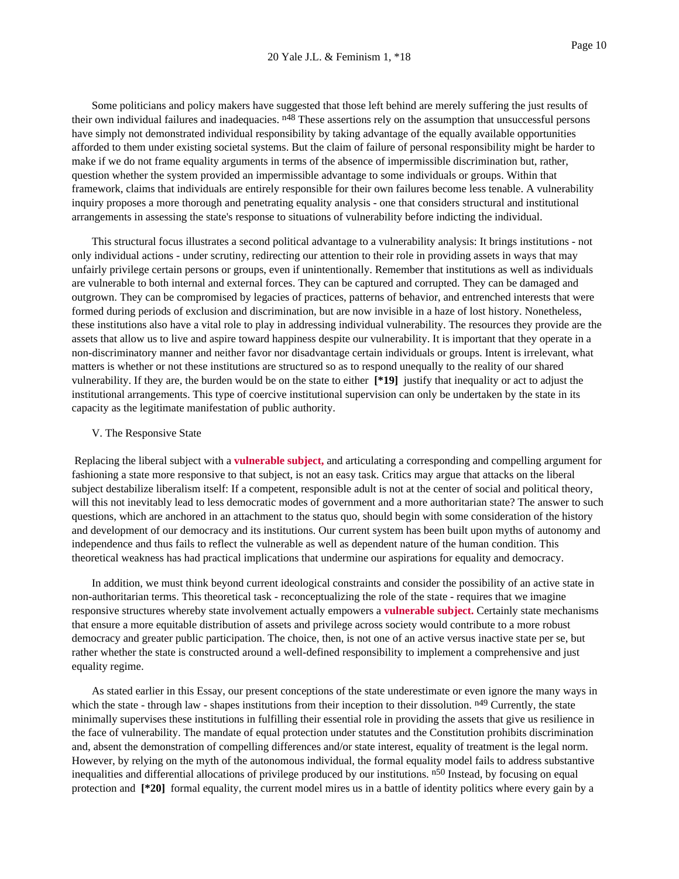Some politicians and policy makers have suggested that those left behind are merely suffering the just results of their own individual failures and inadequacies. [n48] These assertions rely on the assumption that unsuccessful persons have simply not demonstrated individual responsibility by taking advantage of the equally available opportunities afforded to them under existing societal systems. But the claim of failure of personal responsibility might be harder to make if we do not frame equality arguments in terms of the absence of impermissible discrimination but, rather, question whether the system provided an impermissible advantage to some individuals or groups. Within that framework, claims that individuals are entirely responsible for their own failures become less tenable. A vulnerability inquiry proposes a more thorough and penetrating equality analysis - one that considers structural and institutional arrangements in assessing the state's response to situations of vulnerability before indicting the individual.

This structural focus illustrates a second political advantage to a vulnerability analysis: It brings institutions - not only individual actions - under scrutiny, redirecting our attention to their role in providing assets in ways that may unfairly privilege certain persons or groups, even if unintentionally. Remember that institutions as well as individuals are vulnerable to both internal and external forces. They can be captured and corrupted. They can be damaged and outgrown. They can be compromised by legacies of practices, patterns of behavior, and entrenched interests that were formed during periods of exclusion and discrimination, but are now invisible in a haze of lost history. Nonetheless, these institutions also have a vital role to play in addressing individual vulnerability. The resources they provide are the assets that allow us to live and aspire toward happiness despite our vulnerability. It is important that they operate in a non-discriminatory manner and neither favor nor disadvantage certain individuals or groups. Intent is irrelevant, what matters is whether or not these institutions are structured so as to respond unequally to the reality of our shared vulnerability. If they are, the burden would be on the state to either **[*19]** justify that inequality or act to adjust the institutional arrangements. This type of coercive institutional supervision can only be undertaken by the state in its capacity as the legitimate manifestation of public authority.

V. The Responsive State

Replacing the liberal subject with a **vulnerable subject,** and articulating a corresponding and compelling argument for fashioning a state more responsive to that subject, is not an easy task. Critics may argue that attacks on the liberal subject destabilize liberalism itself: If a competent, responsible adult is not at the center of social and political theory, will this not inevitably lead to less democratic modes of government and a more authoritarian state? The answer to such questions, which are anchored in an attachment to the status quo, should begin with some consideration of the history and development of our democracy and its institutions. Our current system has been built upon myths of autonomy and independence and thus fails to reflect the vulnerable as well as dependent nature of the human condition. This theoretical weakness has had practical implications that undermine our aspirations for equality and democracy.

In addition, we must think beyond current ideological constraints and consider the possibility of an active state in non-authoritarian terms. This theoretical task - reconceptualizing the role of the state - requires that we imagine responsive structures whereby state involvement actually empowers a **vulnerable subject.** Certainly state mechanisms that ensure a more equitable distribution of assets and privilege across society would contribute to a more robust democracy and greater public participation. The choice, then, is not one of an active versus inactive state per se, but rather whether the state is constructed around a well-defined responsibility to implement a comprehensive and just equality regime.

As stated earlier in this Essay, our present conceptions of the state underestimate or even ignore the many ways in which the state - through law - shapes institutions from their inception to their dissolution. [n49] Currently, the state minimally supervises these institutions in fulfilling their essential role in providing the assets that give us resilience in the face of vulnerability. The mandate of equal protection under statutes and the Constitution prohibits discrimination and, absent the demonstration of compelling differences and/or state interest, equality of treatment is the legal norm. However, by relying on the myth of the autonomous individual, the formal equality model fails to address substantive inequalities and differential allocations of privilege produced by our institutions. [n50] Instead, by focusing on equal protection and **[*20]** formal equality, the current model mires us in a battle of identity politics where every gain by a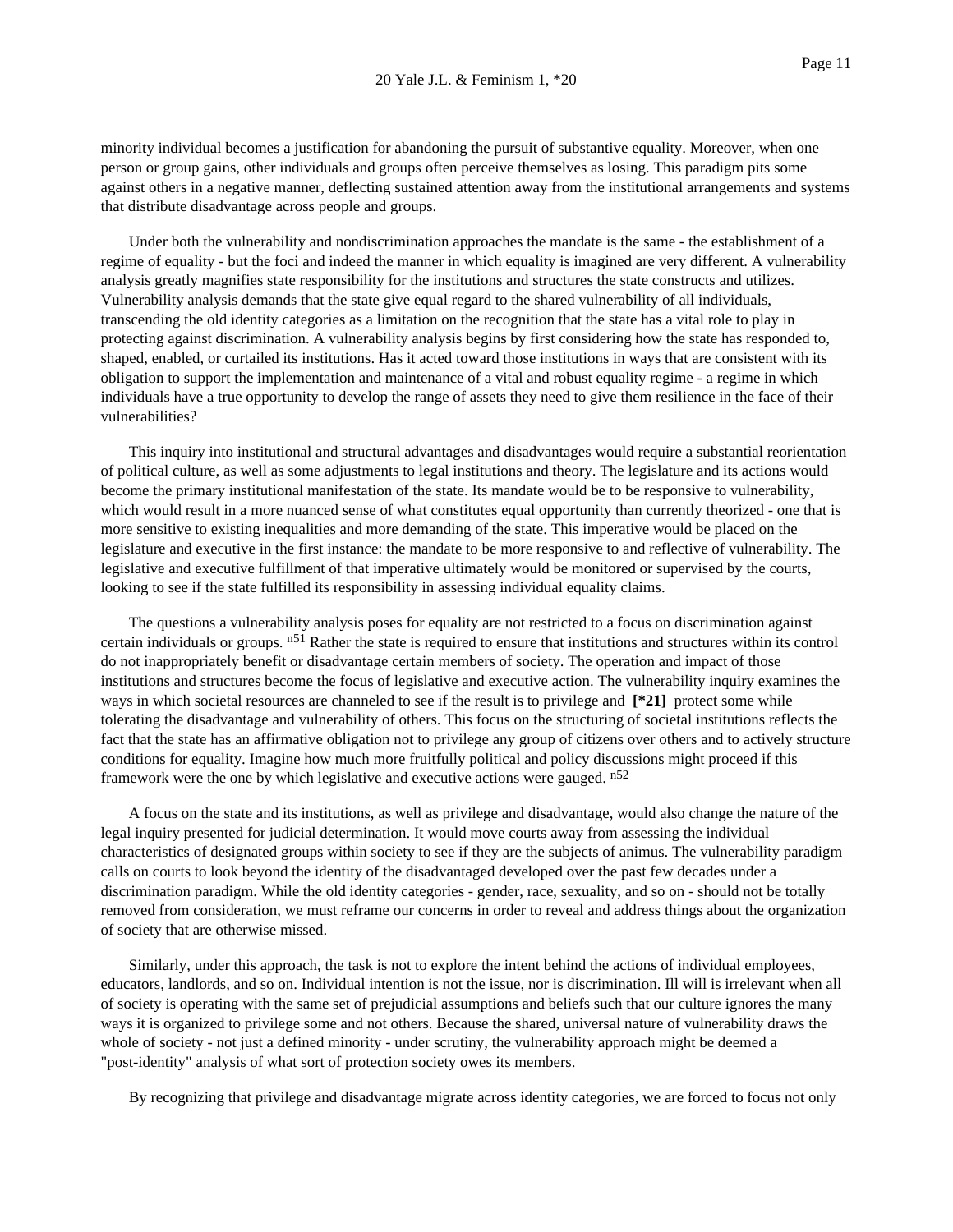minority individual becomes a justification for abandoning the pursuit of substantive equality. Moreover, when one person or group gains, other individuals and groups often perceive themselves as losing. This paradigm pits some against others in a negative manner, deflecting sustained attention away from the institutional arrangements and systems that distribute disadvantage across people and groups.

Under both the vulnerability and nondiscrimination approaches the mandate is the same - the establishment of a regime of equality - but the foci and indeed the manner in which equality is imagined are very different. A vulnerability analysis greatly magnifies state responsibility for the institutions and structures the state constructs and utilizes. Vulnerability analysis demands that the state give equal regard to the shared vulnerability of all individuals, transcending the old identity categories as a limitation on the recognition that the state has a vital role to play in protecting against discrimination. A vulnerability analysis begins by first considering how the state has responded to, shaped, enabled, or curtailed its institutions. Has it acted toward those institutions in ways that are consistent with its obligation to support the implementation and maintenance of a vital and robust equality regime - a regime in which individuals have a true opportunity to develop the range of assets they need to give them resilience in the face of their vulnerabilities?

This inquiry into institutional and structural advantages and disadvantages would require a substantial reorientation of political culture, as well as some adjustments to legal institutions and theory. The legislature and its actions would become the primary institutional manifestation of the state. Its mandate would be to be responsive to vulnerability, which would result in a more nuanced sense of what constitutes equal opportunity than currently theorized - one that is more sensitive to existing inequalities and more demanding of the state. This imperative would be placed on the legislature and executive in the first instance: the mandate to be more responsive to and reflective of vulnerability. The legislative and executive fulfillment of that imperative ultimately would be monitored or supervised by the courts, looking to see if the state fulfilled its responsibility in assessing individual equality claims.

The questions a vulnerability analysis poses for equality are not restricted to a focus on discrimination against certain individuals or groups. [n51] Rather the state is required to ensure that institutions and structures within its control do not inappropriately benefit or disadvantage certain members of society. The operation and impact of those institutions and structures become the focus of legislative and executive action. The vulnerability inquiry examines the ways in which societal resources are channeled to see if the result is to privilege and **[*21]** protect some while tolerating the disadvantage and vulnerability of others. This focus on the structuring of societal institutions reflects the fact that the state has an affirmative obligation not to privilege any group of citizens over others and to actively structure conditions for equality. Imagine how much more fruitfully political and policy discussions might proceed if this framework were the one by which legislative and executive actions were gauged. [n52]

A focus on the state and its institutions, as well as privilege and disadvantage, would also change the nature of the legal inquiry presented for judicial determination. It would move courts away from assessing the individual characteristics of designated groups within society to see if they are the subjects of animus. The vulnerability paradigm calls on courts to look beyond the identity of the disadvantaged developed over the past few decades under a discrimination paradigm. While the old identity categories - gender, race, sexuality, and so on - should not be totally removed from consideration, we must reframe our concerns in order to reveal and address things about the organization of society that are otherwise missed.

Similarly, under this approach, the task is not to explore the intent behind the actions of individual employees, educators, landlords, and so on. Individual intention is not the issue, nor is discrimination. Ill will is irrelevant when all of society is operating with the same set of prejudicial assumptions and beliefs such that our culture ignores the many ways it is organized to privilege some and not others. Because the shared, universal nature of vulnerability draws the whole of society - not just a defined minority - under scrutiny, the vulnerability approach might be deemed a "post-identity" analysis of what sort of protection society owes its members.

By recognizing that privilege and disadvantage migrate across identity categories, we are forced to focus not only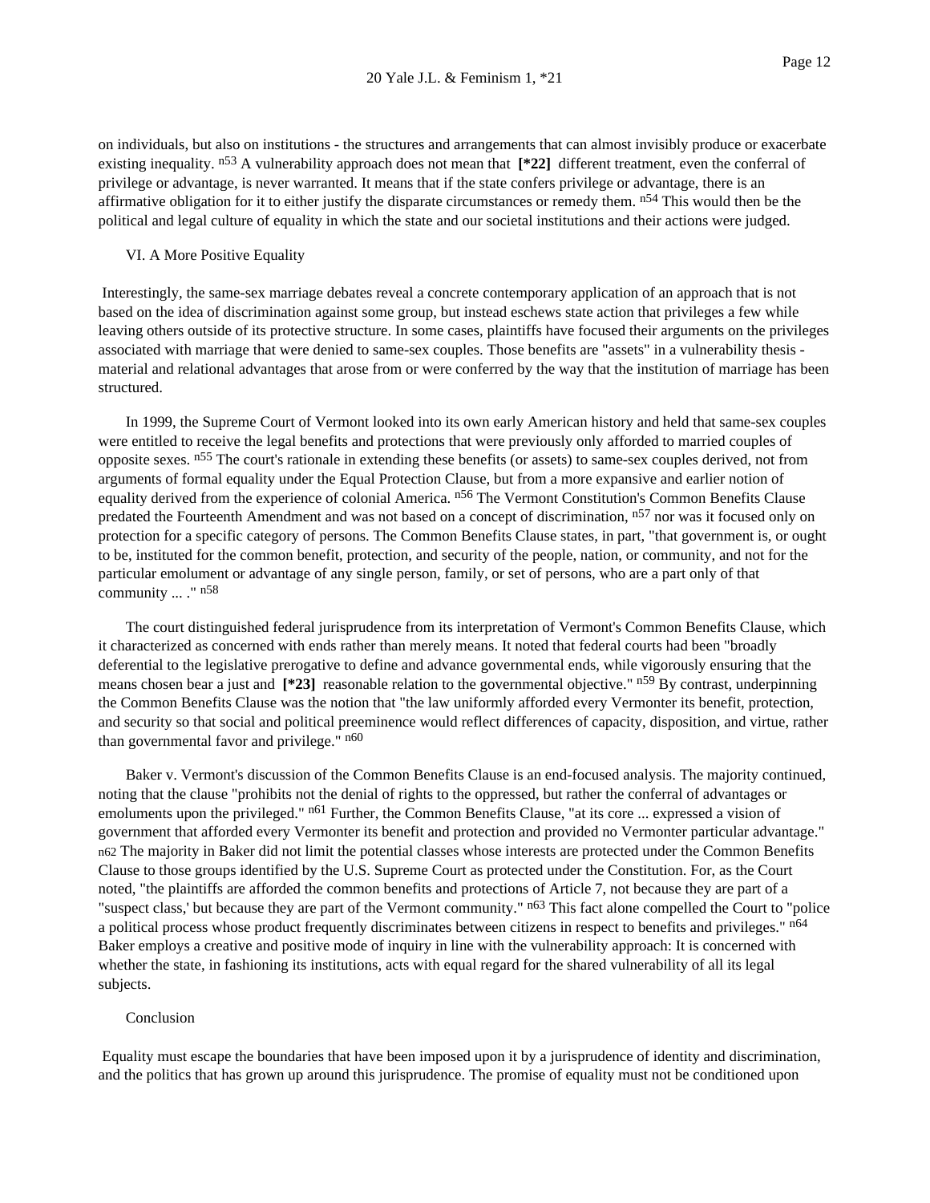on individuals, but also on institutions - the structures and arrangements that can almost invisibly produce or exacerbate existing inequality. [n53] A vulnerability approach does not mean that **[*22]** different treatment, even the conferral of privilege or advantage, is never warranted. It means that if the state confers privilege or advantage, there is an affirmative obligation for it to either justify the disparate circumstances or remedy them. [n54] This would then be the political and legal culture of equality in which the state and our societal institutions and their actions were judged.

VI. A More Positive Equality

Interestingly, the same-sex marriage debates reveal a concrete contemporary application of an approach that is not based on the idea of discrimination against some group, but instead eschews state action that privileges a few while leaving others outside of its protective structure. In some cases, plaintiffs have focused their arguments on the privileges associated with marriage that were denied to same-sex couples. Those benefits are "assets" in a vulnerability thesis - material and relational advantages that arose from or were conferred by the way that the institution of marriage has been structured.

In 1999, the Supreme Court of Vermont looked into its own early American history and held that same-sex couples were entitled to receive the legal benefits and protections that were previously only afforded to married couples of opposite sexes. [n55] The court's rationale in extending these benefits (or assets) to same-sex couples derived, not from arguments of formal equality under the Equal Protection Clause, but from a more expansive and earlier notion of equality derived from the experience of colonial America. [n56] The Vermont Constitution's Common Benefits Clause predated the Fourteenth Amendment and was not based on a concept of discrimination, [n57] nor was it focused only on protection for a specific category of persons. The Common Benefits Clause states, in part, "that government is, or ought to be, instituted for the common benefit, protection, and security of the people, nation, or community, and not for the particular emolument or advantage of any single person, family, or set of persons, who are a part only of that community ... ." [n58]

The court distinguished federal jurisprudence from its interpretation of Vermont's Common Benefits Clause, which it characterized as concerned with ends rather than merely means. It noted that federal courts had been "broadly deferential to the legislative prerogative to define and advance governmental ends, while vigorously ensuring that the means chosen bear a just and **[*23]** reasonable relation to the governmental objective." [n59] By contrast, underpinning the Common Benefits Clause was the notion that "the law uniformly afforded every Vermonter its benefit, protection, and security so that social and political preeminence would reflect differences of capacity, disposition, and virtue, rather than governmental favor and privilege." [n60]

Baker v. Vermont's discussion of the Common Benefits Clause is an end-focused analysis. The majority continued, noting that the clause "prohibits not the denial of rights to the oppressed, but rather the conferral of advantages or emoluments upon the privileged." [n61] Further, the Common Benefits Clause, "at its core ... expressed a vision of government that afforded every Vermonter its benefit and protection and provided no Vermonter particular advantage." [n62] The majority in Baker did not limit the potential classes whose interests are protected under the Common Benefits Clause to those groups identified by the U.S. Supreme Court as protected under the Constitution. For, as the Court noted, "the plaintiffs are afforded the common benefits and protections of Article 7, not because they are part of a "suspect class,' but because they are part of the Vermont community." [n63] This fact alone compelled the Court to "police a political process whose product frequently discriminates between citizens in respect to benefits and privileges." [n64] Baker employs a creative and positive mode of inquiry in line with the vulnerability approach: It is concerned with whether the state, in fashioning its institutions, acts with equal regard for the shared vulnerability of all its legal subjects.

Conclusion

Equality must escape the boundaries that have been imposed upon it by a jurisprudence of identity and discrimination, and the politics that has grown up around this jurisprudence. The promise of equality must not be conditioned upon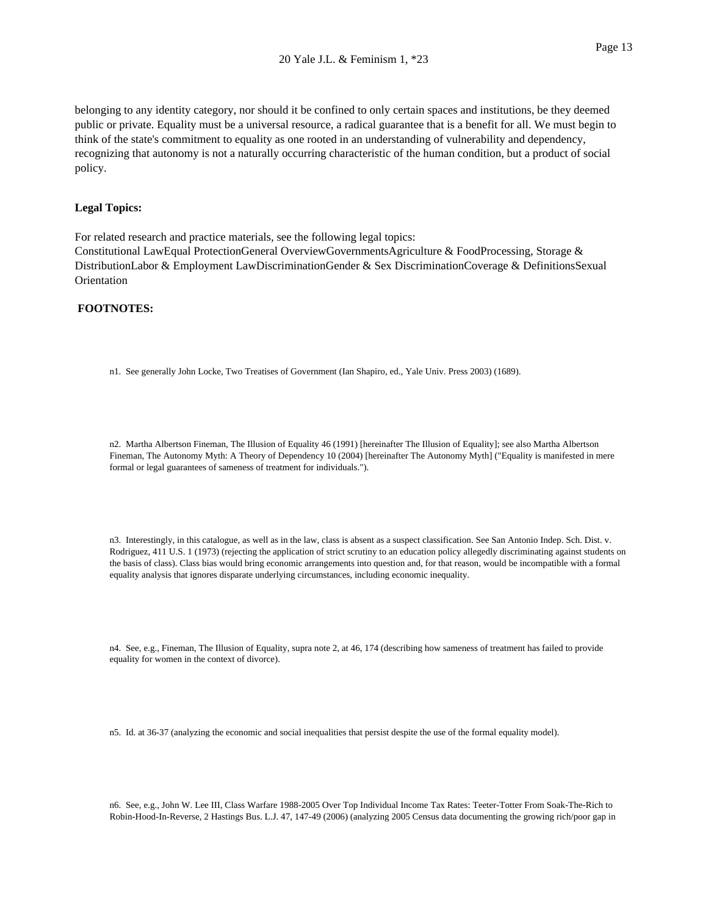belonging to any identity category, nor should it be confined to only certain spaces and institutions, be they deemed public or private. Equality must be a universal resource, a radical guarantee that is a benefit for all. We must begin to think of the state's commitment to equality as one rooted in an understanding of vulnerability and dependency, recognizing that autonomy is not a naturally occurring characteristic of the human condition, but a product of social policy.

**Legal Topics:**

For related research and practice materials, see the following legal topics:
Constitutional LawEqual ProtectionGeneral OverviewGovernmentsAgriculture & FoodProcessing, Storage & DistributionLabor & Employment LawDiscriminationGender & Sex DiscriminationCoverage & DefinitionsSexual Orientation

**FOOTNOTES:**

n1. See generally John Locke, Two Treatises of Government (Ian Shapiro, ed., Yale Univ. Press 2003) (1689).

n2. Martha Albertson Fineman, The Illusion of Equality 46 (1991) [hereinafter The Illusion of Equality]; see also Martha Albertson Fineman, The Autonomy Myth: A Theory of Dependency 10 (2004) [hereinafter The Autonomy Myth] ("Equality is manifested in mere formal or legal guarantees of sameness of treatment for individuals.").

n3. Interestingly, in this catalogue, as well as in the law, class is absent as a suspect classification. See San Antonio Indep. Sch. Dist. v. Rodriguez, 411 U.S. 1 (1973) (rejecting the application of strict scrutiny to an education policy allegedly discriminating against students on the basis of class). Class bias would bring economic arrangements into question and, for that reason, would be incompatible with a formal equality analysis that ignores disparate underlying circumstances, including economic inequality.

n4. See, e.g., Fineman, The Illusion of Equality, supra note 2, at 46, 174 (describing how sameness of treatment has failed to provide equality for women in the context of divorce).

n5. Id. at 36-37 (analyzing the economic and social inequalities that persist despite the use of the formal equality model).

n6. See, e.g., John W. Lee III, Class Warfare 1988-2005 Over Top Individual Income Tax Rates: Teeter-Totter From Soak-The-Rich to Robin-Hood-In-Reverse, 2 Hastings Bus. L.J. 47, 147-49 (2006) (analyzing 2005 Census data documenting the growing rich/poor gap in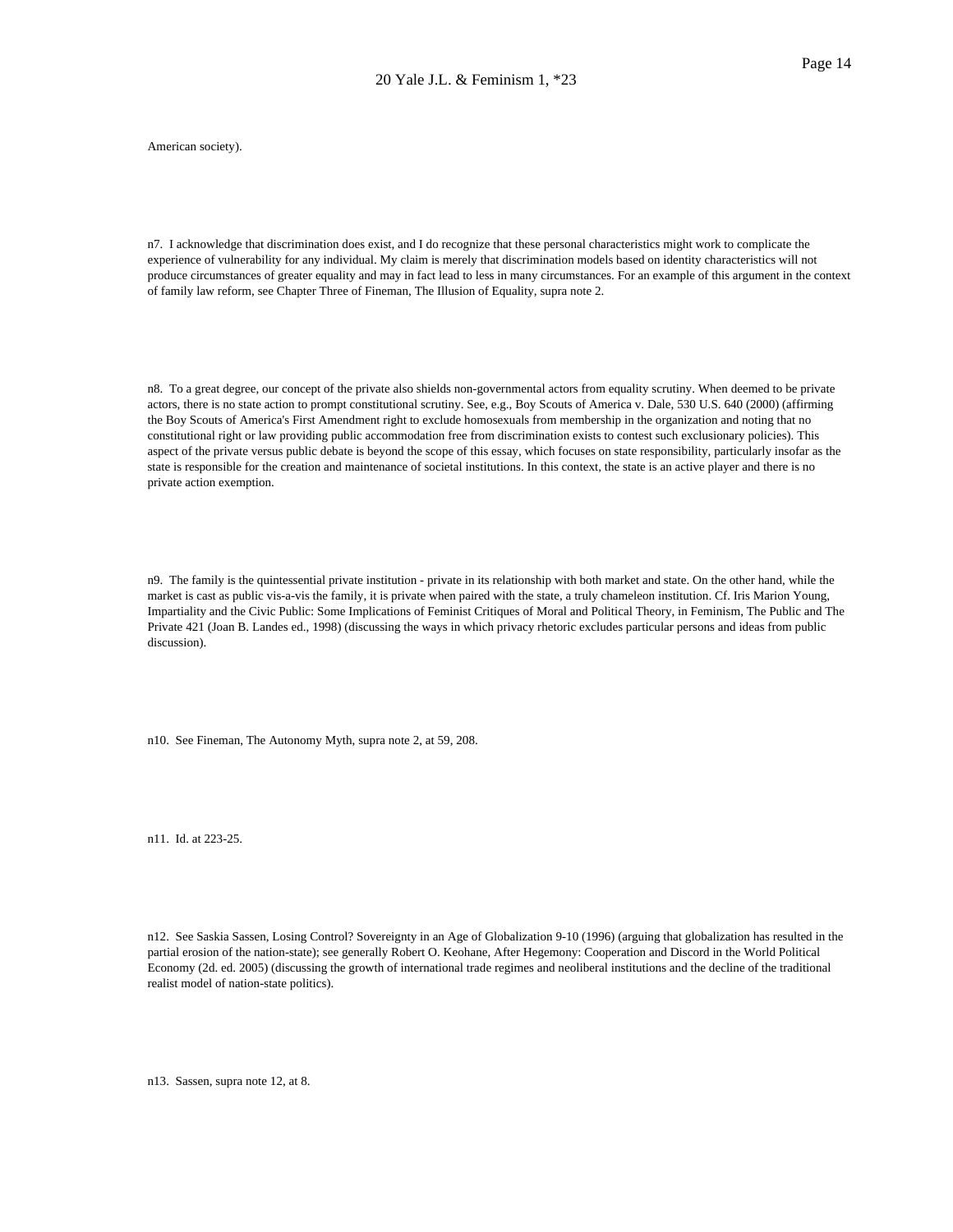American society).

n7. I acknowledge that discrimination does exist, and I do recognize that these personal characteristics might work to complicate the experience of vulnerability for any individual. My claim is merely that discrimination models based on identity characteristics will not produce circumstances of greater equality and may in fact lead to less in many circumstances. For an example of this argument in the context of family law reform, see Chapter Three of Fineman, The Illusion of Equality, supra note 2.

n8. To a great degree, our concept of the private also shields non-governmental actors from equality scrutiny. When deemed to be private actors, there is no state action to prompt constitutional scrutiny. See, e.g., Boy Scouts of America v. Dale, 530 U.S. 640 (2000) (affirming the Boy Scouts of America's First Amendment right to exclude homosexuals from membership in the organization and noting that no constitutional right or law providing public accommodation free from discrimination exists to contest such exclusionary policies). This aspect of the private versus public debate is beyond the scope of this essay, which focuses on state responsibility, particularly insofar as the state is responsible for the creation and maintenance of societal institutions. In this context, the state is an active player and there is no private action exemption.

n9. The family is the quintessential private institution - private in its relationship with both market and state. On the other hand, while the market is cast as public vis-a-vis the family, it is private when paired with the state, a truly chameleon institution. Cf. Iris Marion Young, Impartiality and the Civic Public: Some Implications of Feminist Critiques of Moral and Political Theory, in Feminism, The Public and The Private 421 (Joan B. Landes ed., 1998) (discussing the ways in which privacy rhetoric excludes particular persons and ideas from public discussion).

n10. See Fineman, The Autonomy Myth, supra note 2, at 59, 208.

n11. Id. at 223-25.

n12. See Saskia Sassen, Losing Control? Sovereignty in an Age of Globalization 9-10 (1996) (arguing that globalization has resulted in the partial erosion of the nation-state); see generally Robert O. Keohane, After Hegemony: Cooperation and Discord in the World Political Economy (2d. ed. 2005) (discussing the growth of international trade regimes and neoliberal institutions and the decline of the traditional realist model of nation-state politics).

n13. Sassen, supra note 12, at 8.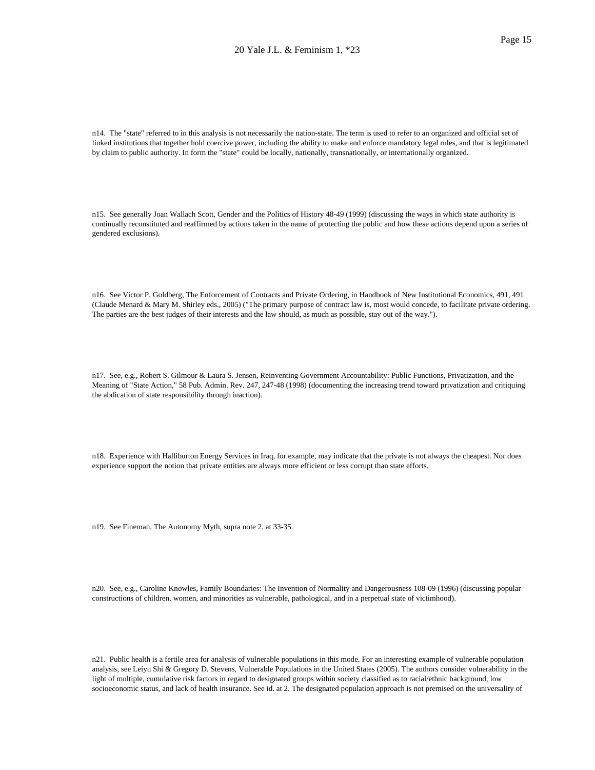n14. The "state" referred to in this analysis is not necessarily the nation-state. The term is used to refer to an organized and official set of linked institutions that together hold coercive power, including the ability to make and enforce mandatory legal rules, and that is legitimated by claim to public authority. In form the "state" could be locally, nationally, transnationally, or internationally organized.

n15. See generally Joan Wallach Scott, Gender and the Politics of History 48-49 (1999) (discussing the ways in which state authority is continually reconstituted and reaffirmed by actions taken in the name of protecting the public and how these actions depend upon a series of gendered exclusions).

n16. See Victor P. Goldberg, The Enforcement of Contracts and Private Ordering, in Handbook of New Institutional Economics, 491, 491 (Claude Menard & Mary M. Shirley eds., 2005) ("The primary purpose of contract law is, most would concede, to facilitate private ordering. The parties are the best judges of their interests and the law should, as much as possible, stay out of the way.").

n17. See, e.g., Robert S. Gilmour & Laura S. Jensen, Reinventing Government Accountability: Public Functions, Privatization, and the Meaning of "State Action," 58 Pub. Admin. Rev. 247, 247-48 (1998) (documenting the increasing trend toward privatization and critiquing the abdication of state responsibility through inaction).

n18. Experience with Halliburton Energy Services in Iraq, for example, may indicate that the private is not always the cheapest. Nor does experience support the notion that private entities are always more efficient or less corrupt than state efforts.

n19. See Fineman, The Autonomy Myth, supra note 2, at 33-35.

n20. See, e.g., Caroline Knowles, Family Boundaries: The Invention of Normality and Dangerousness 108-09 (1996) (discussing popular constructions of children, women, and minorities as vulnerable, pathological, and in a perpetual state of victimhood).

n21. Public health is a fertile area for analysis of vulnerable populations in this mode. For an interesting example of vulnerable population analysis, see Leiyu Shi & Gregory D. Stevens, Vulnerable Populations in the United States (2005). The authors consider vulnerability in the light of multiple, cumulative risk factors in regard to designated groups within society classified as to racial/ethnic background, low socioeconomic status, and lack of health insurance. See id. at 2. The designated population approach is not premised on the universality of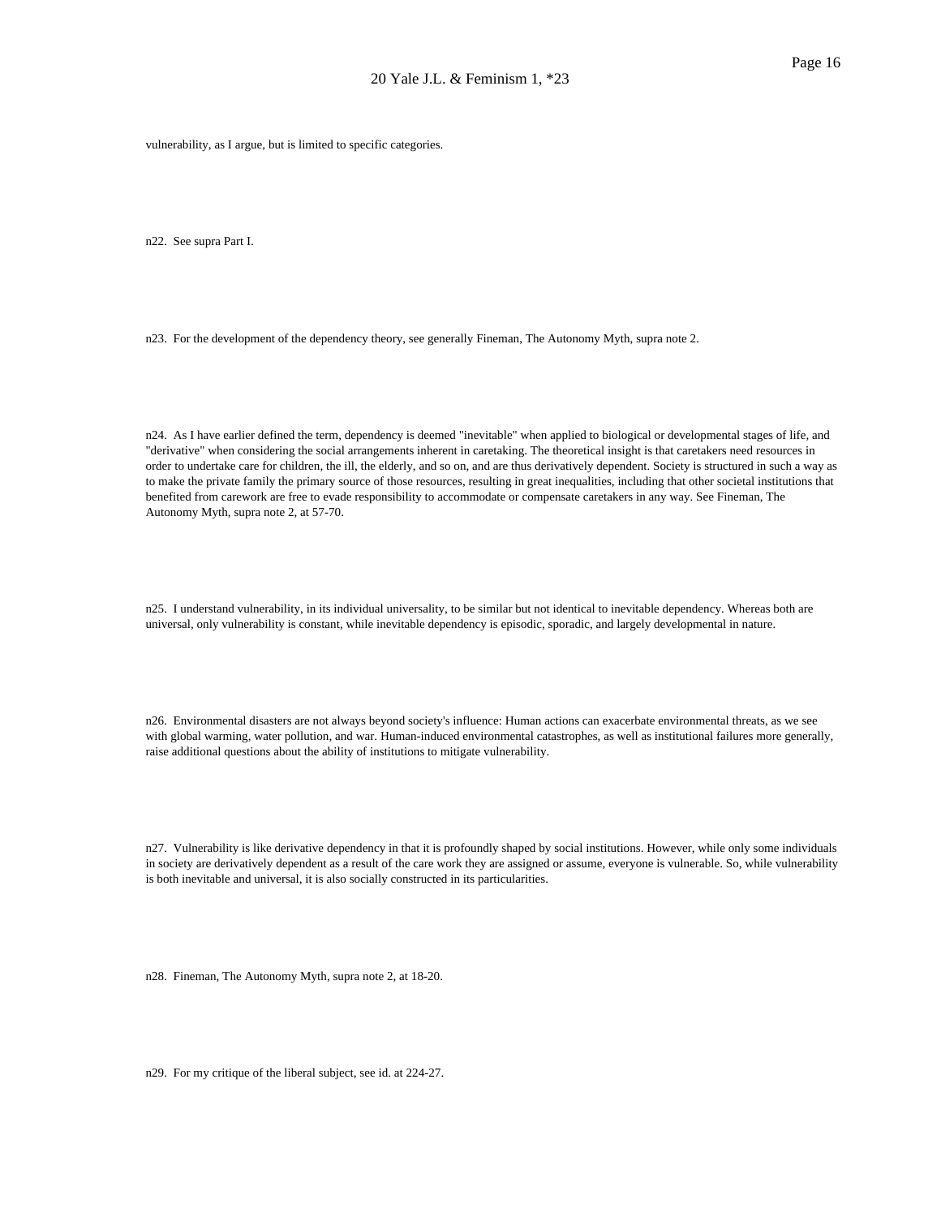vulnerability, as I argue, but is limited to specific categories.

n22. See supra Part I.

n23. For the development of the dependency theory, see generally Fineman, The Autonomy Myth, supra note 2.

n24. As I have earlier defined the term, dependency is deemed "inevitable" when applied to biological or developmental stages of life, and "derivative" when considering the social arrangements inherent in caretaking. The theoretical insight is that caretakers need resources in order to undertake care for children, the ill, the elderly, and so on, and are thus derivatively dependent. Society is structured in such a way as to make the private family the primary source of those resources, resulting in great inequalities, including that other societal institutions that benefited from carework are free to evade responsibility to accommodate or compensate caretakers in any way. See Fineman, The Autonomy Myth, supra note 2, at 57-70.

n25. I understand vulnerability, in its individual universality, to be similar but not identical to inevitable dependency. Whereas both are universal, only vulnerability is constant, while inevitable dependency is episodic, sporadic, and largely developmental in nature.

n26. Environmental disasters are not always beyond society's influence: Human actions can exacerbate environmental threats, as we see with global warming, water pollution, and war. Human-induced environmental catastrophes, as well as institutional failures more generally, raise additional questions about the ability of institutions to mitigate vulnerability.

n27. Vulnerability is like derivative dependency in that it is profoundly shaped by social institutions. However, while only some individuals in society are derivatively dependent as a result of the care work they are assigned or assume, everyone is vulnerable. So, while vulnerability is both inevitable and universal, it is also socially constructed in its particularities.

n28. Fineman, The Autonomy Myth, supra note 2, at 18-20.

n29. For my critique of the liberal subject, see id. at 224-27.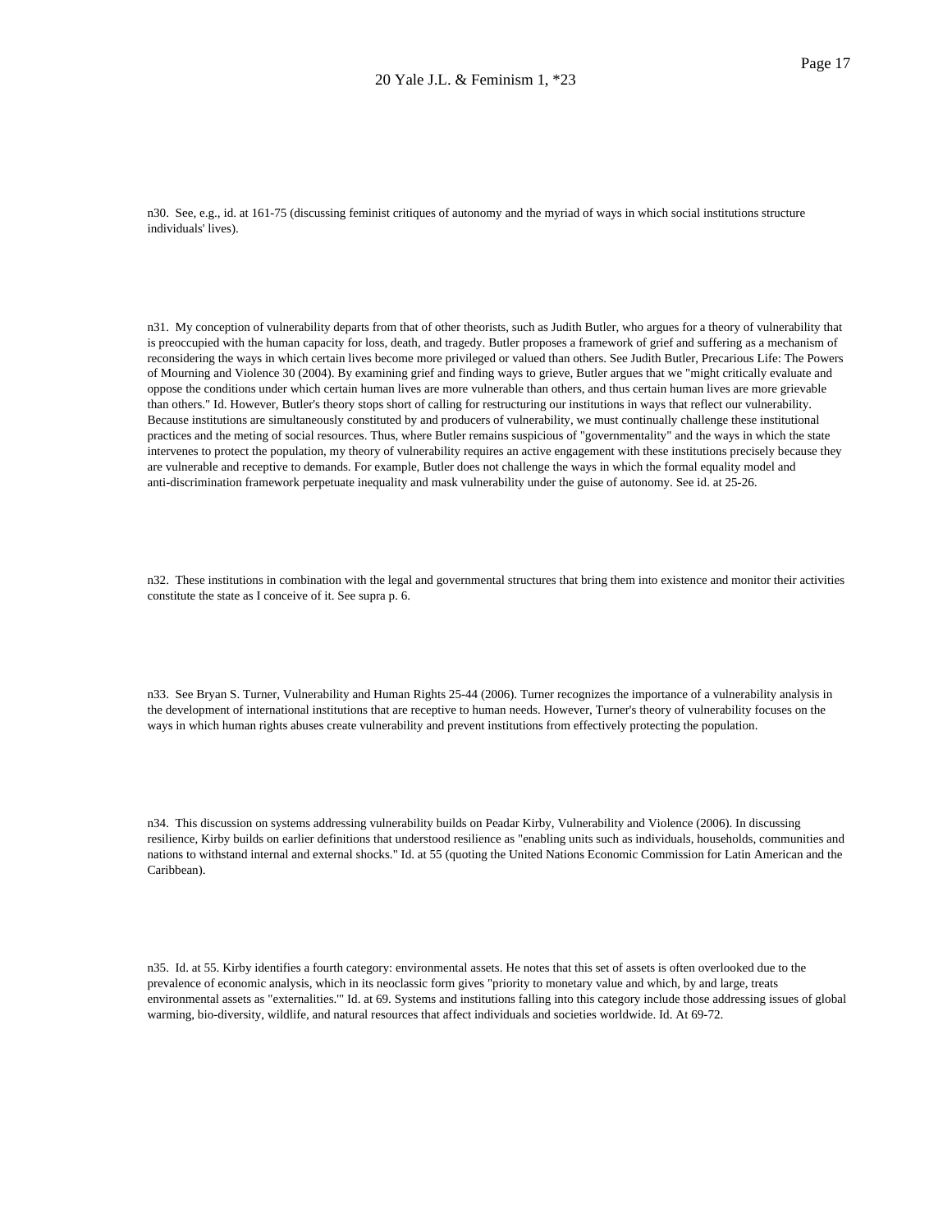n30. See, e.g., id. at 161-75 (discussing feminist critiques of autonomy and the myriad of ways in which social institutions structure individuals' lives).

n31. My conception of vulnerability departs from that of other theorists, such as Judith Butler, who argues for a theory of vulnerability that is preoccupied with the human capacity for loss, death, and tragedy. Butler proposes a framework of grief and suffering as a mechanism of reconsidering the ways in which certain lives become more privileged or valued than others. See Judith Butler, Precarious Life: The Powers of Mourning and Violence 30 (2004). By examining grief and finding ways to grieve, Butler argues that we "might critically evaluate and oppose the conditions under which certain human lives are more vulnerable than others, and thus certain human lives are more grievable than others." Id. However, Butler's theory stops short of calling for restructuring our institutions in ways that reflect our vulnerability. Because institutions are simultaneously constituted by and producers of vulnerability, we must continually challenge these institutional practices and the meting of social resources. Thus, where Butler remains suspicious of "governmentality" and the ways in which the state intervenes to protect the population, my theory of vulnerability requires an active engagement with these institutions precisely because they are vulnerable and receptive to demands. For example, Butler does not challenge the ways in which the formal equality model and anti-discrimination framework perpetuate inequality and mask vulnerability under the guise of autonomy. See id. at 25-26.

n32. These institutions in combination with the legal and governmental structures that bring them into existence and monitor their activities constitute the state as I conceive of it. See supra p. 6.

n33. See Bryan S. Turner, Vulnerability and Human Rights 25-44 (2006). Turner recognizes the importance of a vulnerability analysis in the development of international institutions that are receptive to human needs. However, Turner's theory of vulnerability focuses on the ways in which human rights abuses create vulnerability and prevent institutions from effectively protecting the population.

n34. This discussion on systems addressing vulnerability builds on Peadar Kirby, Vulnerability and Violence (2006). In discussing resilience, Kirby builds on earlier definitions that understood resilience as "enabling units such as individuals, households, communities and nations to withstand internal and external shocks." Id. at 55 (quoting the United Nations Economic Commission for Latin American and the Caribbean).

n35. Id. at 55. Kirby identifies a fourth category: environmental assets. He notes that this set of assets is often overlooked due to the prevalence of economic analysis, which in its neoclassic form gives "priority to monetary value and which, by and large, treats environmental assets as "externalities."" Id. at 69. Systems and institutions falling into this category include those addressing issues of global warming, bio-diversity, wildlife, and natural resources that affect individuals and societies worldwide. Id. At 69-72.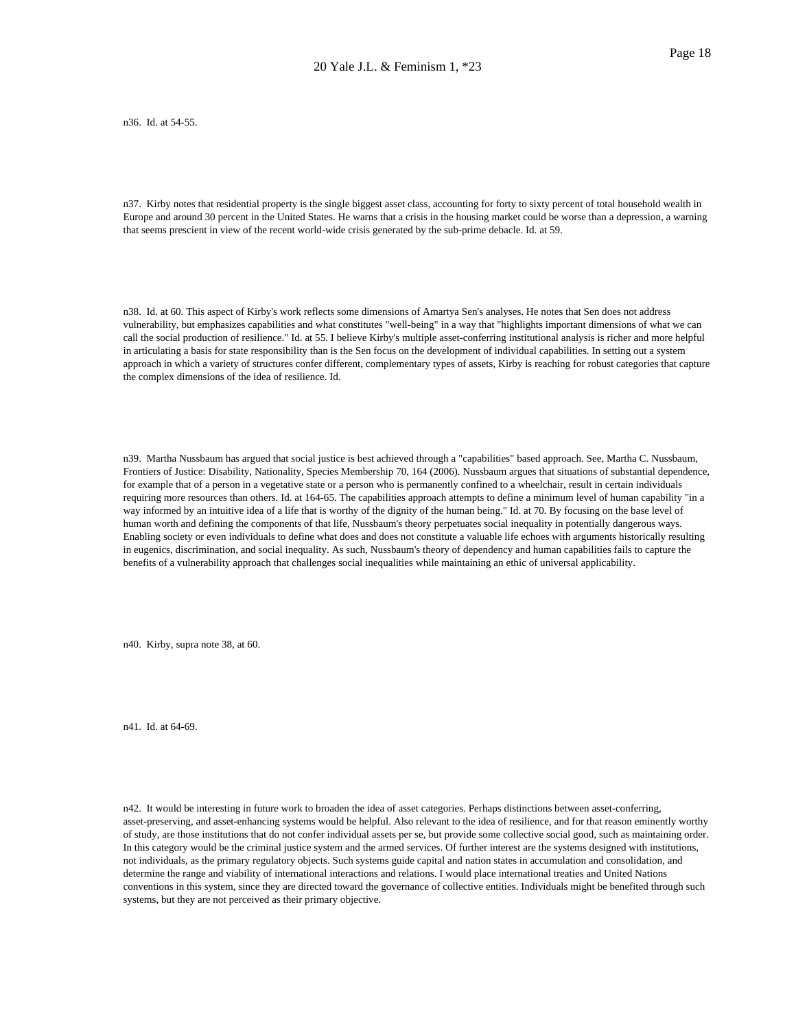n36. Id. at 54-55.

n37. Kirby notes that residential property is the single biggest asset class, accounting for forty to sixty percent of total household wealth in Europe and around 30 percent in the United States. He warns that a crisis in the housing market could be worse than a depression, a warning that seems prescient in view of the recent world-wide crisis generated by the sub-prime debacle. Id. at 59.

n38. Id. at 60. This aspect of Kirby's work reflects some dimensions of Amartya Sen's analyses. He notes that Sen does not address vulnerability, but emphasizes capabilities and what constitutes "well-being" in a way that "highlights important dimensions of what we can call the social production of resilience." Id. at 55. I believe Kirby's multiple asset-conferring institutional analysis is richer and more helpful in articulating a basis for state responsibility than is the Sen focus on the development of individual capabilities. In setting out a system approach in which a variety of structures confer different, complementary types of assets, Kirby is reaching for robust categories that capture the complex dimensions of the idea of resilience. Id.

n39. Martha Nussbaum has argued that social justice is best achieved through a "capabilities" based approach. See, Martha C. Nussbaum, Frontiers of Justice: Disability, Nationality, Species Membership 70, 164 (2006). Nussbaum argues that situations of substantial dependence, for example that of a person in a vegetative state or a person who is permanently confined to a wheelchair, result in certain individuals requiring more resources than others. Id. at 164-65. The capabilities approach attempts to define a minimum level of human capability "in a way informed by an intuitive idea of a life that is worthy of the dignity of the human being." Id. at 70. By focusing on the base level of human worth and defining the components of that life, Nussbaum's theory perpetuates social inequality in potentially dangerous ways. Enabling society or even individuals to define what does and does not constitute a valuable life echoes with arguments historically resulting in eugenics, discrimination, and social inequality. As such, Nussbaum's theory of dependency and human capabilities fails to capture the benefits of a vulnerability approach that challenges social inequalities while maintaining an ethic of universal applicability.

n40. Kirby, supra note 38, at 60.

n41. Id. at 64-69.

n42. It would be interesting in future work to broaden the idea of asset categories. Perhaps distinctions between asset-conferring, asset-preserving, and asset-enhancing systems would be helpful. Also relevant to the idea of resilience, and for that reason eminently worthy of study, are those institutions that do not confer individual assets per se, but provide some collective social good, such as maintaining order. In this category would be the criminal justice system and the armed services. Of further interest are the systems designed with institutions, not individuals, as the primary regulatory objects. Such systems guide capital and nation states in accumulation and consolidation, and determine the range and viability of international interactions and relations. I would place international treaties and United Nations conventions in this system, since they are directed toward the governance of collective entities. Individuals might be benefited through such systems, but they are not perceived as their primary objective.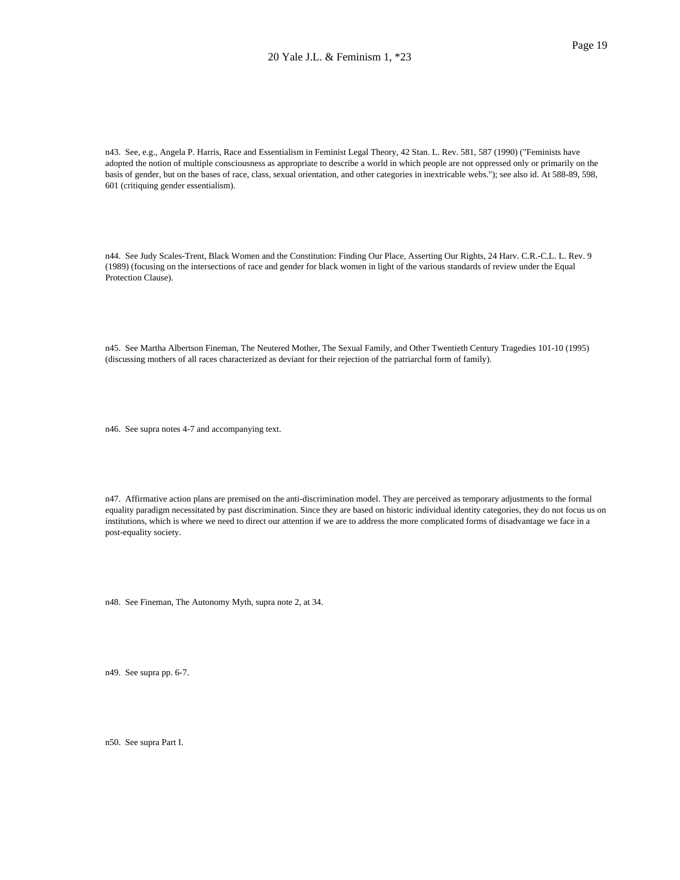n43. See, e.g., Angela P. Harris, Race and Essentialism in Feminist Legal Theory, 42 Stan. L. Rev. 581, 587 (1990) ("Feminists have adopted the notion of multiple consciousness as appropriate to describe a world in which people are not oppressed only or primarily on the basis of gender, but on the bases of race, class, sexual orientation, and other categories in inextricable webs."); see also id. At 588-89, 598, 601 (critiquing gender essentialism).

n44. See Judy Scales-Trent, Black Women and the Constitution: Finding Our Place, Asserting Our Rights, 24 Harv. C.R.-C.L. L. Rev. 9 (1989) (focusing on the intersections of race and gender for black women in light of the various standards of review under the Equal Protection Clause).

n45. See Martha Albertson Fineman, The Neutered Mother, The Sexual Family, and Other Twentieth Century Tragedies 101-10 (1995) (discussing mothers of all races characterized as deviant for their rejection of the patriarchal form of family).

n46. See supra notes 4-7 and accompanying text.

n47. Affirmative action plans are premised on the anti-discrimination model. They are perceived as temporary adjustments to the formal equality paradigm necessitated by past discrimination. Since they are based on historic individual identity categories, they do not focus us on institutions, which is where we need to direct our attention if we are to address the more complicated forms of disadvantage we face in a post-equality society.

n48. See Fineman, The Autonomy Myth, supra note 2, at 34.

n49. See supra pp. 6-7.

n50. See supra Part I.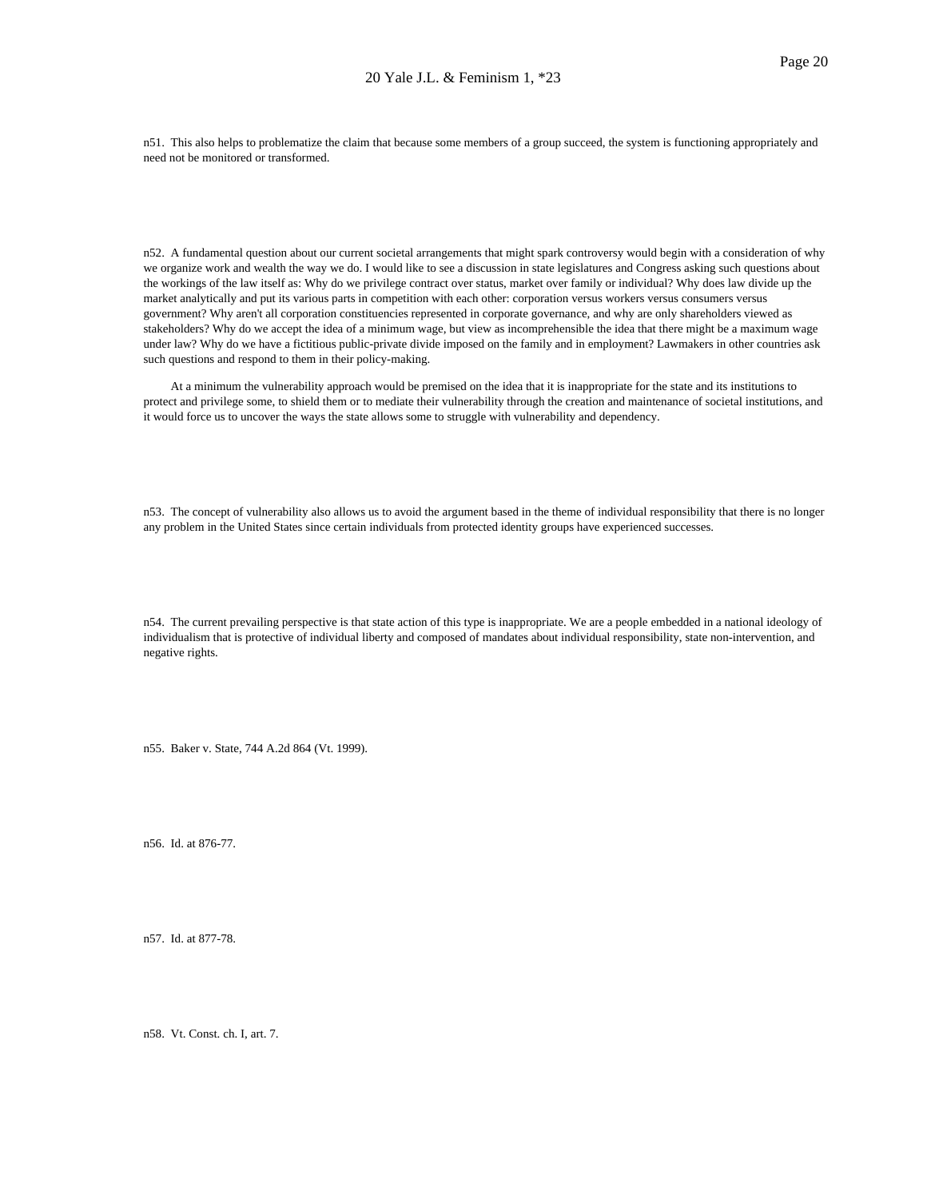n51. This also helps to problematize the claim that because some members of a group succeed, the system is functioning appropriately and need not be monitored or transformed.

n52. A fundamental question about our current societal arrangements that might spark controversy would begin with a consideration of why we organize work and wealth the way we do. I would like to see a discussion in state legislatures and Congress asking such questions about the workings of the law itself as: Why do we privilege contract over status, market over family or individual? Why does law divide up the market analytically and put its various parts in competition with each other: corporation versus workers versus consumers versus government? Why aren't all corporation constituencies represented in corporate governance, and why are only shareholders viewed as stakeholders? Why do we accept the idea of a minimum wage, but view as incomprehensible the idea that there might be a maximum wage under law? Why do we have a fictitious public-private divide imposed on the family and in employment? Lawmakers in other countries ask such questions and respond to them in their policy-making.

At a minimum the vulnerability approach would be premised on the idea that it is inappropriate for the state and its institutions to protect and privilege some, to shield them or to mediate their vulnerability through the creation and maintenance of societal institutions, and it would force us to uncover the ways the state allows some to struggle with vulnerability and dependency.

n53. The concept of vulnerability also allows us to avoid the argument based in the theme of individual responsibility that there is no longer any problem in the United States since certain individuals from protected identity groups have experienced successes.

n54. The current prevailing perspective is that state action of this type is inappropriate. We are a people embedded in a national ideology of individualism that is protective of individual liberty and composed of mandates about individual responsibility, state non-intervention, and negative rights.

n55. Baker v. State, 744 A.2d 864 (Vt. 1999).

n56. Id. at 876-77.

n57. Id. at 877-78.

n58. Vt. Const. ch. I, art. 7.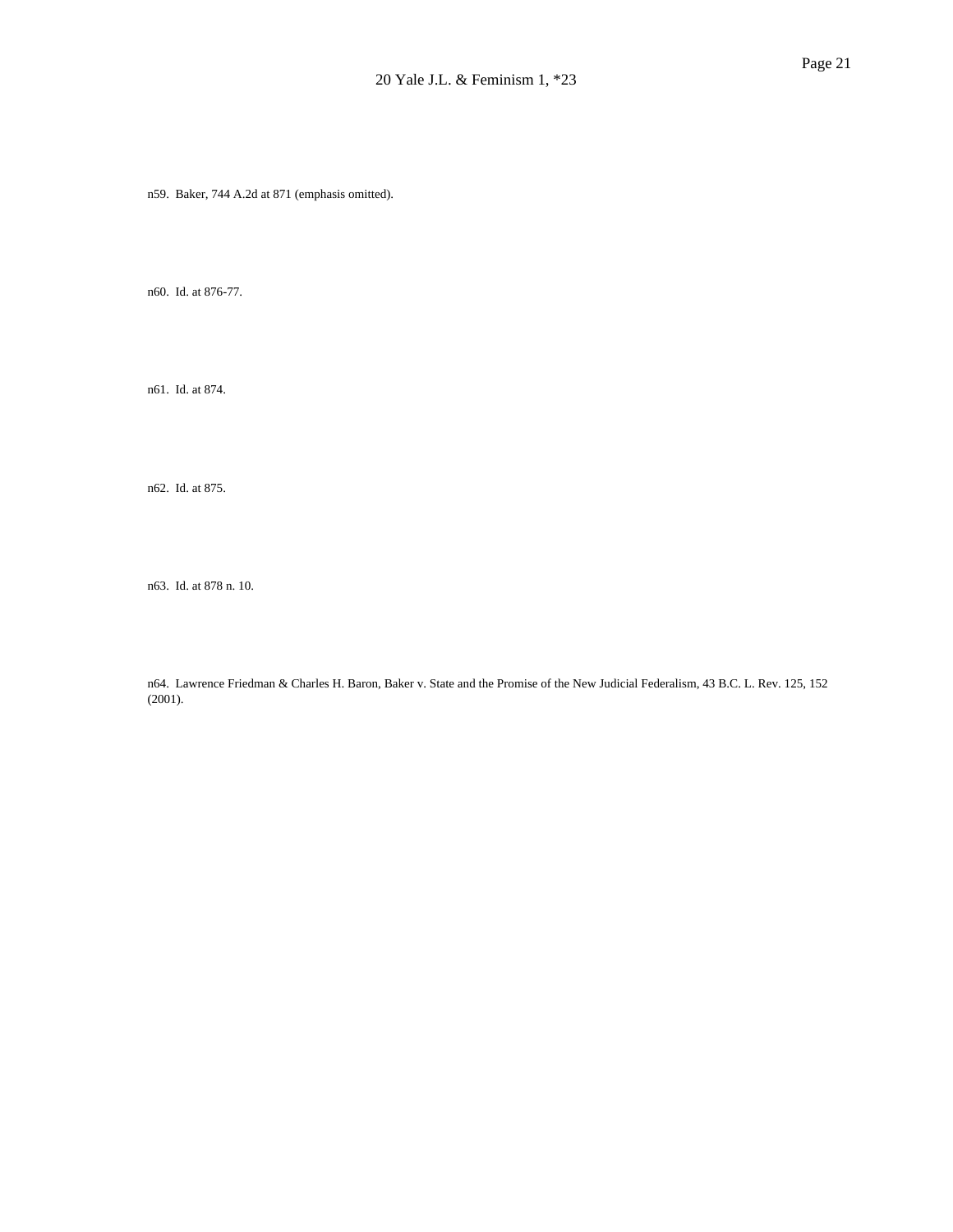n59. Baker, 744 A.2d at 871 (emphasis omitted).

n60. Id. at 876-77.

n61. Id. at 874.

n62. Id. at 875.

n63. Id. at 878 n. 10.

n64. Lawrence Friedman & Charles H. Baron, Baker v. State and the Promise of the New Judicial Federalism, 43 B.C. L. Rev. 125, 152 (2001).